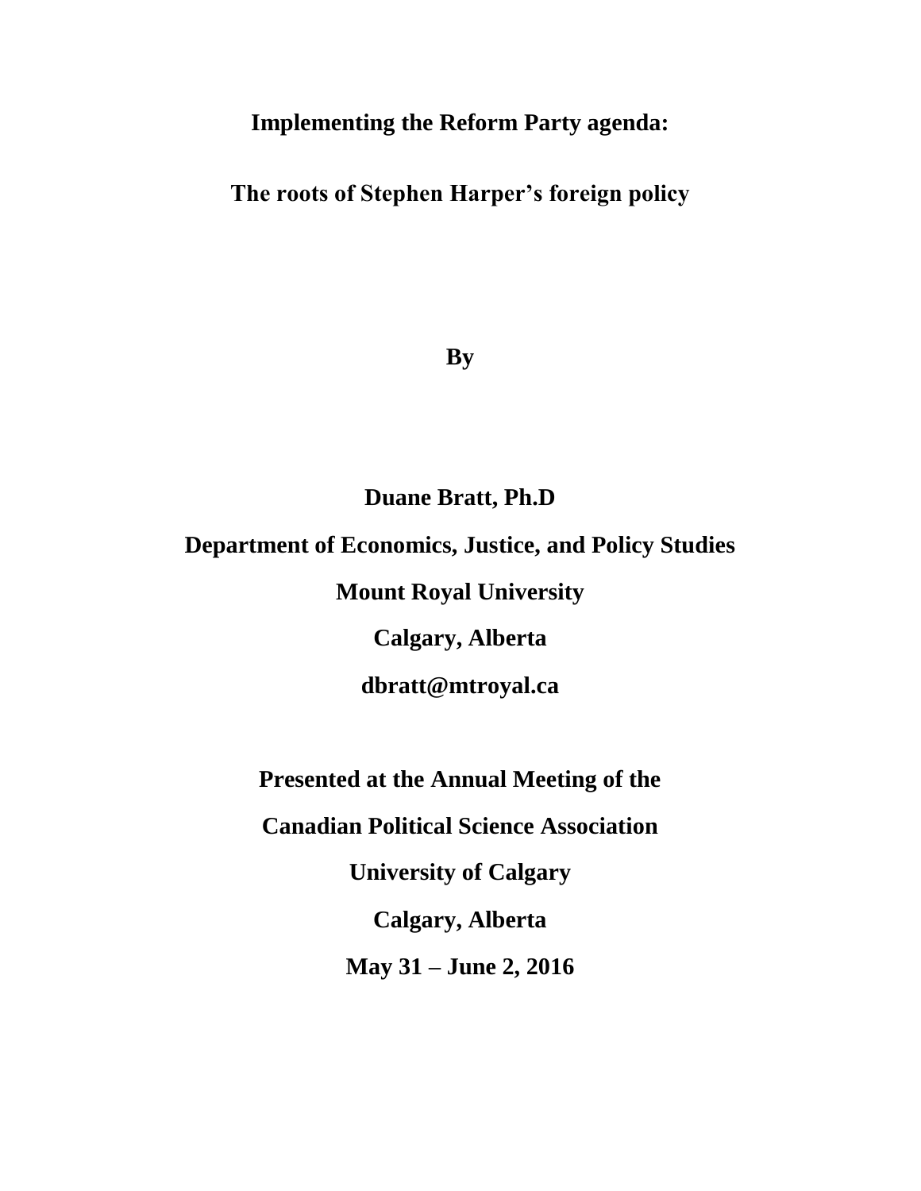# Implementing the Reform Party agenda:

## The roots of Stephen Harper's foreign policy

**By**

**Duane Bratt, Ph.D**

**Department of Economics, Justice, and Policy Studies**

**Mount Royal University**

**Calgary, Alberta**

**dbratt@mtroyal.ca**

**Presented at the Annual Meeting of the**

**Canadian Political Science Association**

**University of Calgary**

**Calgary, Alberta**

**May 31 – June 2, 2016**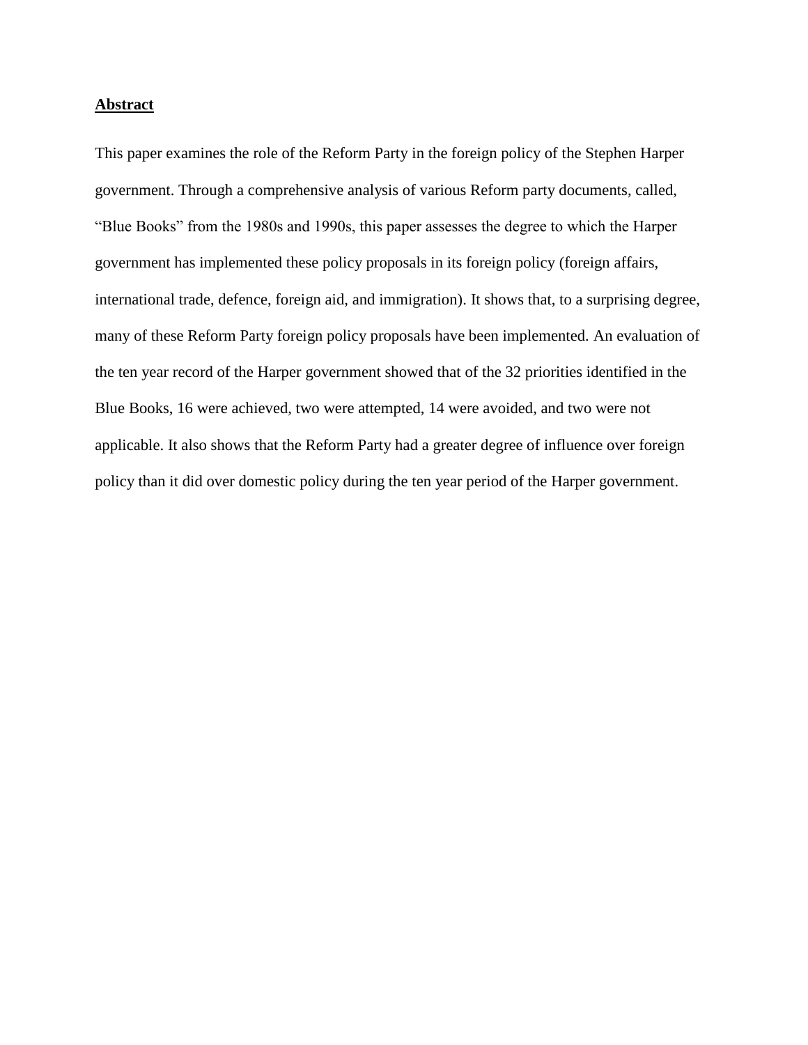**Abstract**

This paper examines the role of the Reform Party in the foreign policy of the Stephen Harper government. Through a comprehensive analysis of various Reform party documents, called, "Blue Books" from the 1980s and 1990s, this paper assesses the degree to which the Harper government has implemented these policy proposals in its foreign policy (foreign affairs, international trade, defence, foreign aid, and immigration). It shows that, to a surprising degree, many of these Reform Party foreign policy proposals have been implemented. An evaluation of the ten year record of the Harper government showed that of the 32 priorities identified in the Blue Books, 16 were achieved, two were attempted, 14 were avoided, and two were not applicable. It also shows that the Reform Party had a greater degree of influence over foreign policy than it did over domestic policy during the ten year period of the Harper government.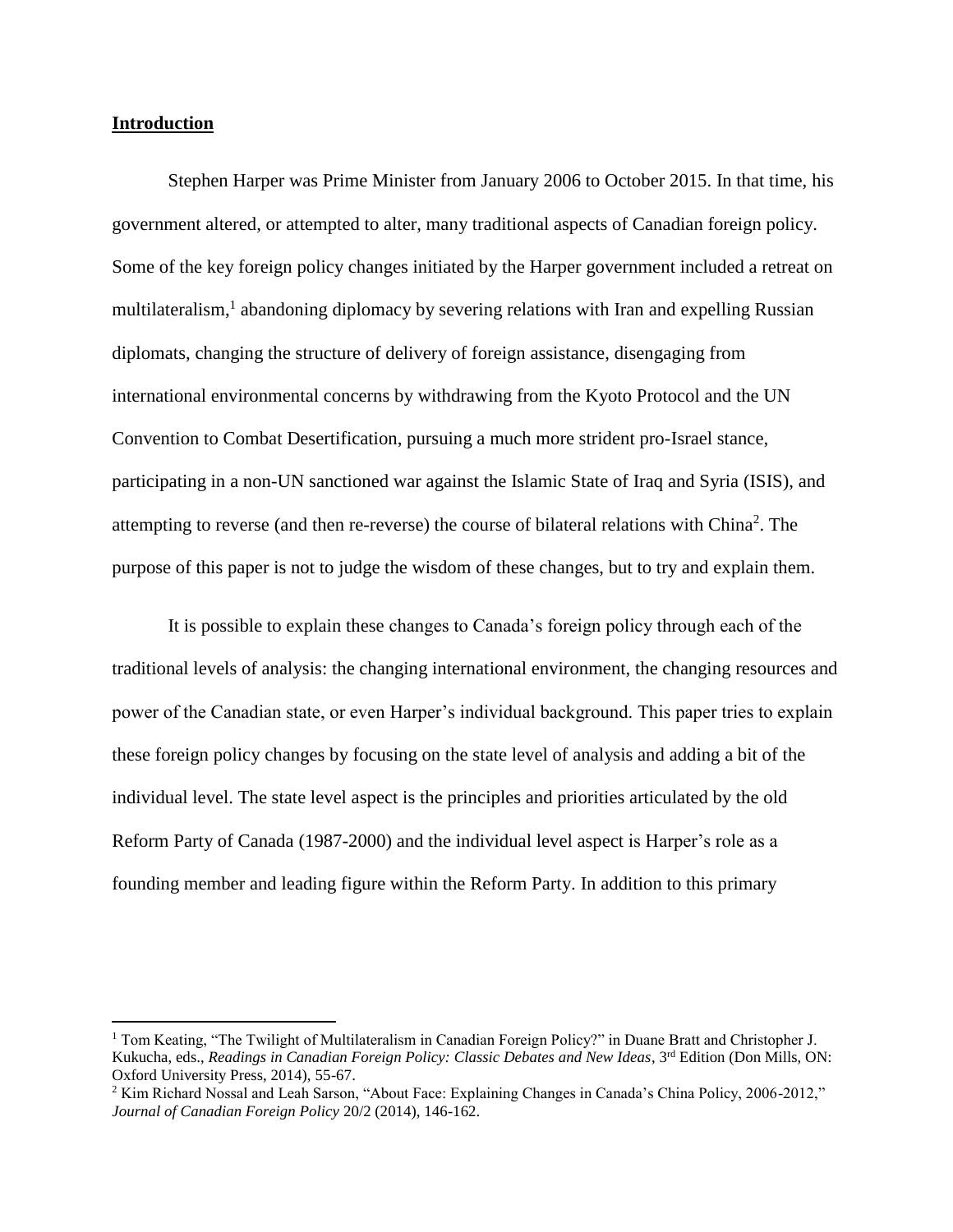## Introduction

Stephen Harper was Prime Minister from January 2006 to October 2015. In that time, his government altered, or attempted to alter, many traditional aspects of Canadian foreign policy. Some of the key foreign policy changes initiated by the Harper government included a retreat on multilateralism,[1] abandoning diplomacy by severing relations with Iran and expelling Russian diplomats, changing the structure of delivery of foreign assistance, disengaging from international environmental concerns by withdrawing from the Kyoto Protocol and the UN Convention to Combat Desertification, pursuing a much more strident pro-Israel stance, participating in a non-UN sanctioned war against the Islamic State of Iraq and Syria (ISIS), and attempting to reverse (and then re-reverse) the course of bilateral relations with China[2]. The purpose of this paper is not to judge the wisdom of these changes, but to try and explain them.

It is possible to explain these changes to Canada's foreign policy through each of the traditional levels of analysis: the changing international environment, the changing resources and power of the Canadian state, or even Harper's individual background. This paper tries to explain these foreign policy changes by focusing on the state level of analysis and adding a bit of the individual level. The state level aspect is the principles and priorities articulated by the old Reform Party of Canada (1987-2000) and the individual level aspect is Harper's role as a founding member and leading figure within the Reform Party. In addition to this primary

---

[1] Tom Keating, "The Twilight of Multilateralism in Canadian Foreign Policy?" in Duane Bratt and Christopher J. Kukucha, eds., *Readings in Canadian Foreign Policy: Classic Debates and New Ideas*, 3rd Edition (Don Mills, ON: Oxford University Press, 2014), 55-67.

[2] Kim Richard Nossal and Leah Sarson, "About Face: Explaining Changes in Canada's China Policy, 2006-2012," *Journal of Canadian Foreign Policy* 20/2 (2014), 146-162.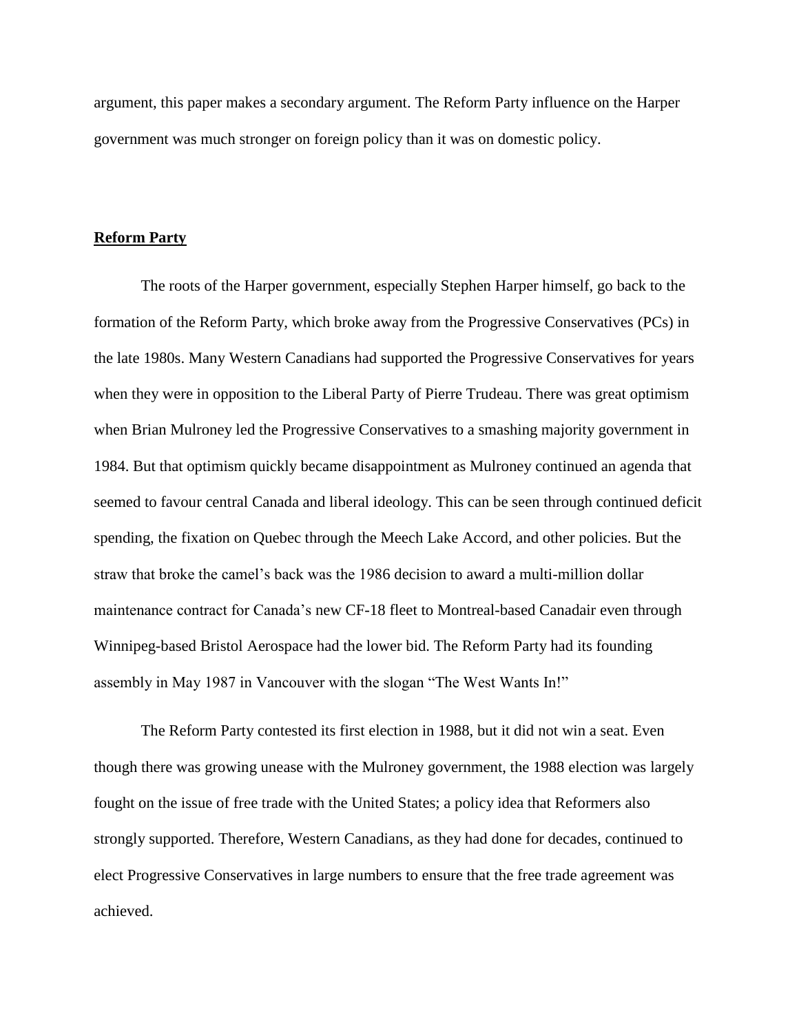argument, this paper makes a secondary argument. The Reform Party influence on the Harper government was much stronger on foreign policy than it was on domestic policy.

## **Reform Party**

The roots of the Harper government, especially Stephen Harper himself, go back to the formation of the Reform Party, which broke away from the Progressive Conservatives (PCs) in the late 1980s. Many Western Canadians had supported the Progressive Conservatives for years when they were in opposition to the Liberal Party of Pierre Trudeau. There was great optimism when Brian Mulroney led the Progressive Conservatives to a smashing majority government in 1984. But that optimism quickly became disappointment as Mulroney continued an agenda that seemed to favour central Canada and liberal ideology. This can be seen through continued deficit spending, the fixation on Quebec through the Meech Lake Accord, and other policies. But the straw that broke the camel's back was the 1986 decision to award a multi-million dollar maintenance contract for Canada's new CF-18 fleet to Montreal-based Canadair even through Winnipeg-based Bristol Aerospace had the lower bid. The Reform Party had its founding assembly in May 1987 in Vancouver with the slogan "The West Wants In!"

The Reform Party contested its first election in 1988, but it did not win a seat. Even though there was growing unease with the Mulroney government, the 1988 election was largely fought on the issue of free trade with the United States; a policy idea that Reformers also strongly supported. Therefore, Western Canadians, as they had done for decades, continued to elect Progressive Conservatives in large numbers to ensure that the free trade agreement was achieved.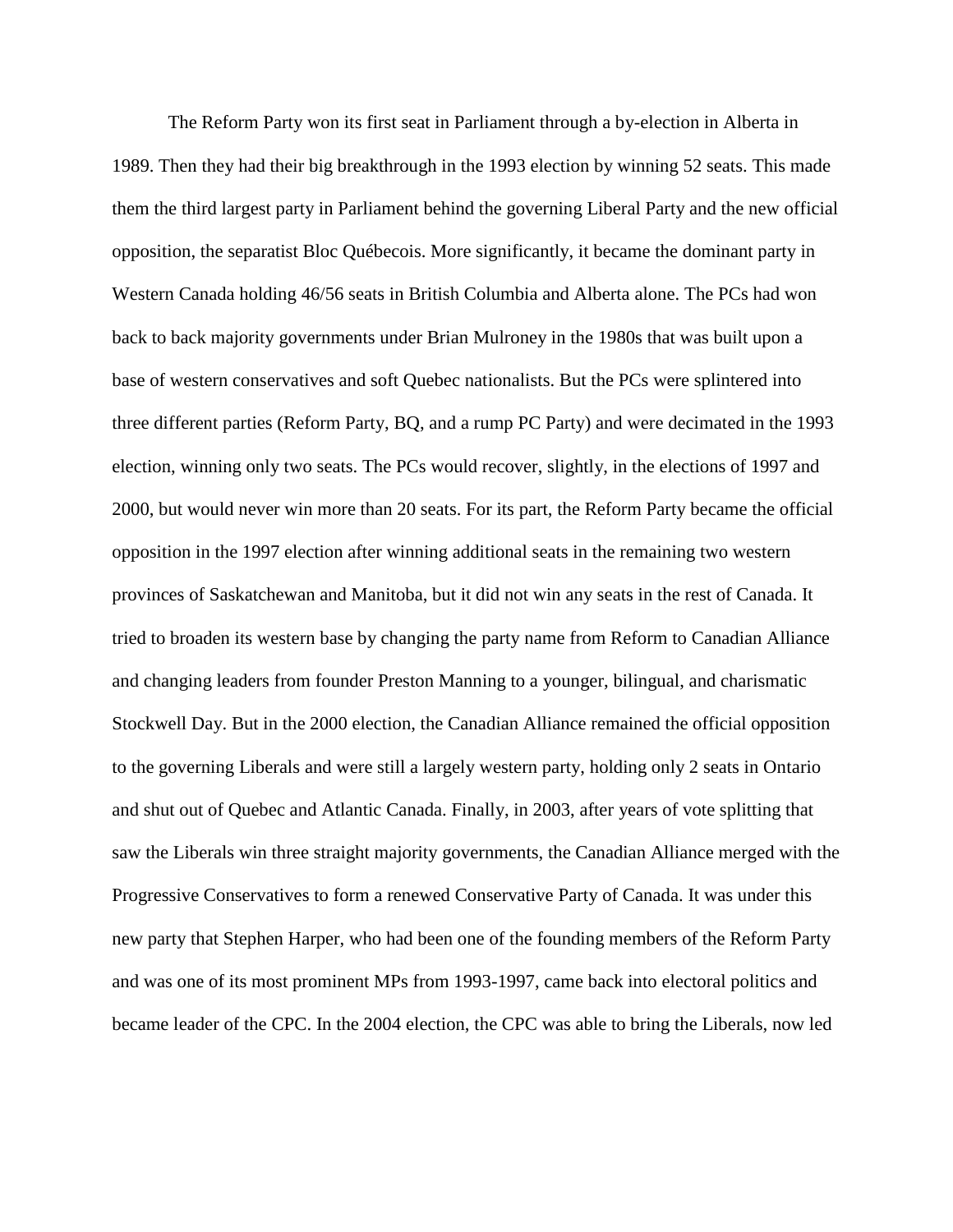The Reform Party won its first seat in Parliament through a by-election in Alberta in 1989. Then they had their big breakthrough in the 1993 election by winning 52 seats. This made them the third largest party in Parliament behind the governing Liberal Party and the new official opposition, the separatist Bloc Québecois. More significantly, it became the dominant party in Western Canada holding 46/56 seats in British Columbia and Alberta alone. The PCs had won back to back majority governments under Brian Mulroney in the 1980s that was built upon a base of western conservatives and soft Quebec nationalists. But the PCs were splintered into three different parties (Reform Party, BQ, and a rump PC Party) and were decimated in the 1993 election, winning only two seats. The PCs would recover, slightly, in the elections of 1997 and 2000, but would never win more than 20 seats. For its part, the Reform Party became the official opposition in the 1997 election after winning additional seats in the remaining two western provinces of Saskatchewan and Manitoba, but it did not win any seats in the rest of Canada. It tried to broaden its western base by changing the party name from Reform to Canadian Alliance and changing leaders from founder Preston Manning to a younger, bilingual, and charismatic Stockwell Day. But in the 2000 election, the Canadian Alliance remained the official opposition to the governing Liberals and were still a largely western party, holding only 2 seats in Ontario and shut out of Quebec and Atlantic Canada. Finally, in 2003, after years of vote splitting that saw the Liberals win three straight majority governments, the Canadian Alliance merged with the Progressive Conservatives to form a renewed Conservative Party of Canada. It was under this new party that Stephen Harper, who had been one of the founding members of the Reform Party and was one of its most prominent MPs from 1993-1997, came back into electoral politics and became leader of the CPC. In the 2004 election, the CPC was able to bring the Liberals, now led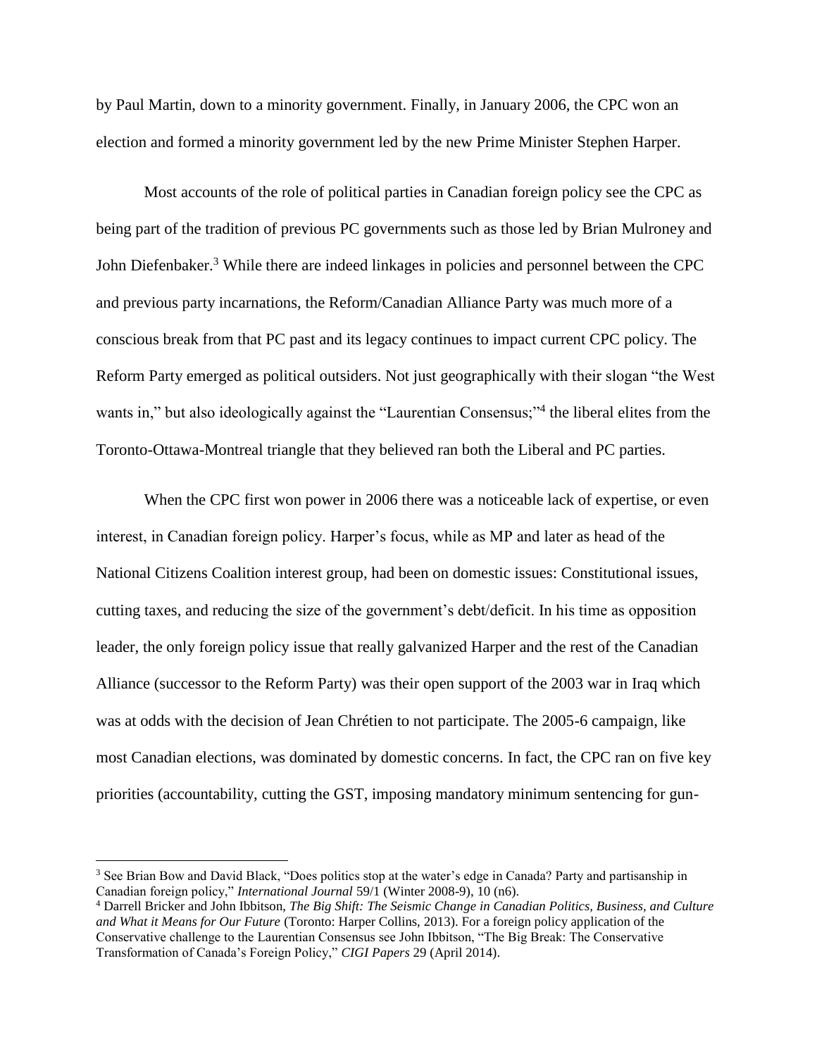by Paul Martin, down to a minority government. Finally, in January 2006, the CPC won an election and formed a minority government led by the new Prime Minister Stephen Harper.

Most accounts of the role of political parties in Canadian foreign policy see the CPC as being part of the tradition of previous PC governments such as those led by Brian Mulroney and John Diefenbaker.[3] While there are indeed linkages in policies and personnel between the CPC and previous party incarnations, the Reform/Canadian Alliance Party was much more of a conscious break from that PC past and its legacy continues to impact current CPC policy. The Reform Party emerged as political outsiders. Not just geographically with their slogan "the West wants in," but also ideologically against the "Laurentian Consensus;"[4] the liberal elites from the Toronto-Ottawa-Montreal triangle that they believed ran both the Liberal and PC parties.

When the CPC first won power in 2006 there was a noticeable lack of expertise, or even interest, in Canadian foreign policy. Harper's focus, while as MP and later as head of the National Citizens Coalition interest group, had been on domestic issues: Constitutional issues, cutting taxes, and reducing the size of the government's debt/deficit. In his time as opposition leader, the only foreign policy issue that really galvanized Harper and the rest of the Canadian Alliance (successor to the Reform Party) was their open support of the 2003 war in Iraq which was at odds with the decision of Jean Chrétien to not participate. The 2005-6 campaign, like most Canadian elections, was dominated by domestic concerns. In fact, the CPC ran on five key priorities (accountability, cutting the GST, imposing mandatory minimum sentencing for gun-

---

[3] See Brian Bow and David Black, "Does politics stop at the water's edge in Canada? Party and partisanship in Canadian foreign policy," *International Journal* 59/1 (Winter 2008-9), 10 (n6).

[4] Darrell Bricker and John Ibbitson, *The Big Shift: The Seismic Change in Canadian Politics, Business, and Culture and What it Means for Our Future* (Toronto: Harper Collins, 2013). For a foreign policy application of the Conservative challenge to the Laurentian Consensus see John Ibbitson, "The Big Break: The Conservative Transformation of Canada's Foreign Policy," *CIGI Papers* 29 (April 2014).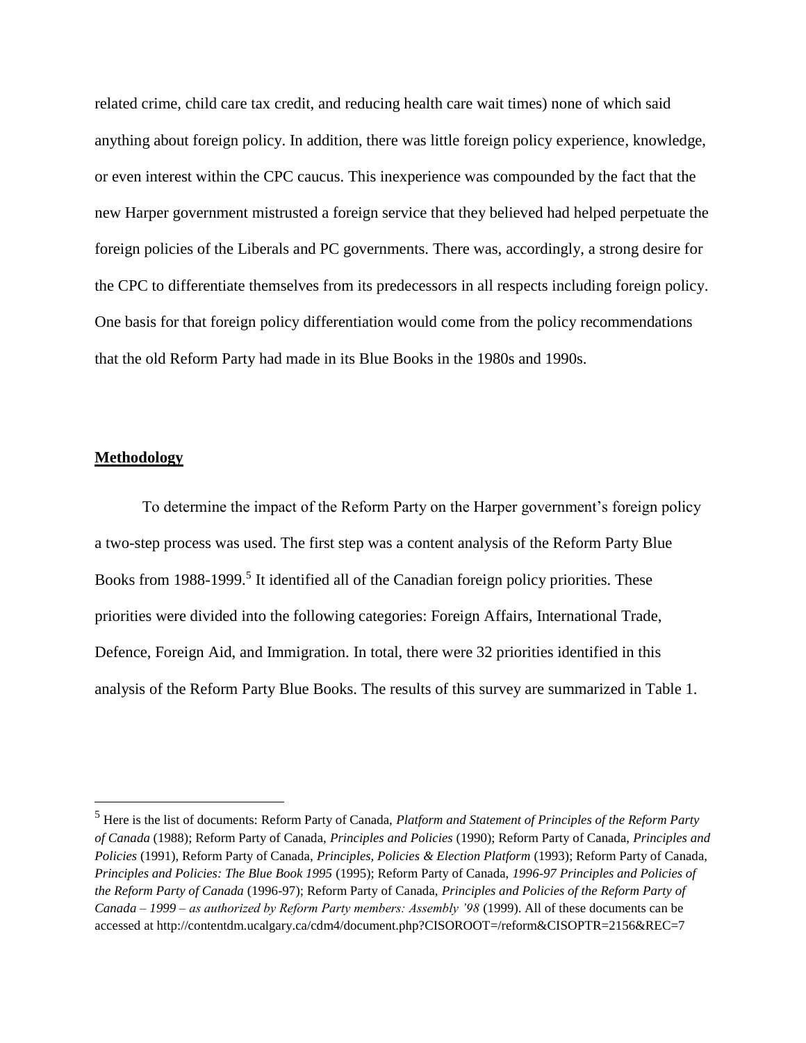related crime, child care tax credit, and reducing health care wait times) none of which said anything about foreign policy. In addition, there was little foreign policy experience, knowledge, or even interest within the CPC caucus. This inexperience was compounded by the fact that the new Harper government mistrusted a foreign service that they believed had helped perpetuate the foreign policies of the Liberals and PC governments. There was, accordingly, a strong desire for the CPC to differentiate themselves from its predecessors in all respects including foreign policy. One basis for that foreign policy differentiation would come from the policy recommendations that the old Reform Party had made in its Blue Books in the 1980s and 1990s.

## Methodology

To determine the impact of the Reform Party on the Harper government's foreign policy a two-step process was used. The first step was a content analysis of the Reform Party Blue Books from 1988-1999.[5] It identified all of the Canadian foreign policy priorities. These priorities were divided into the following categories: Foreign Affairs, International Trade, Defence, Foreign Aid, and Immigration. In total, there were 32 priorities identified in this analysis of the Reform Party Blue Books. The results of this survey are summarized in Table 1.

[5] Here is the list of documents: Reform Party of Canada, *Platform and Statement of Principles of the Reform Party of Canada* (1988); Reform Party of Canada, *Principles and Policies* (1990); Reform Party of Canada, *Principles and Policies* (1991), Reform Party of Canada, *Principles, Policies & Election Platform* (1993); Reform Party of Canada, *Principles and Policies: The Blue Book 1995* (1995); Reform Party of Canada, *1996-97 Principles and Policies of the Reform Party of Canada* (1996-97); Reform Party of Canada, *Principles and Policies of the Reform Party of Canada – 1999 – as authorized by Reform Party members: Assembly '98* (1999). All of these documents can be accessed at http://contentdm.ucalgary.ca/cdm4/document.php?CISOROOT=/reform&CISOPTR=2156&REC=7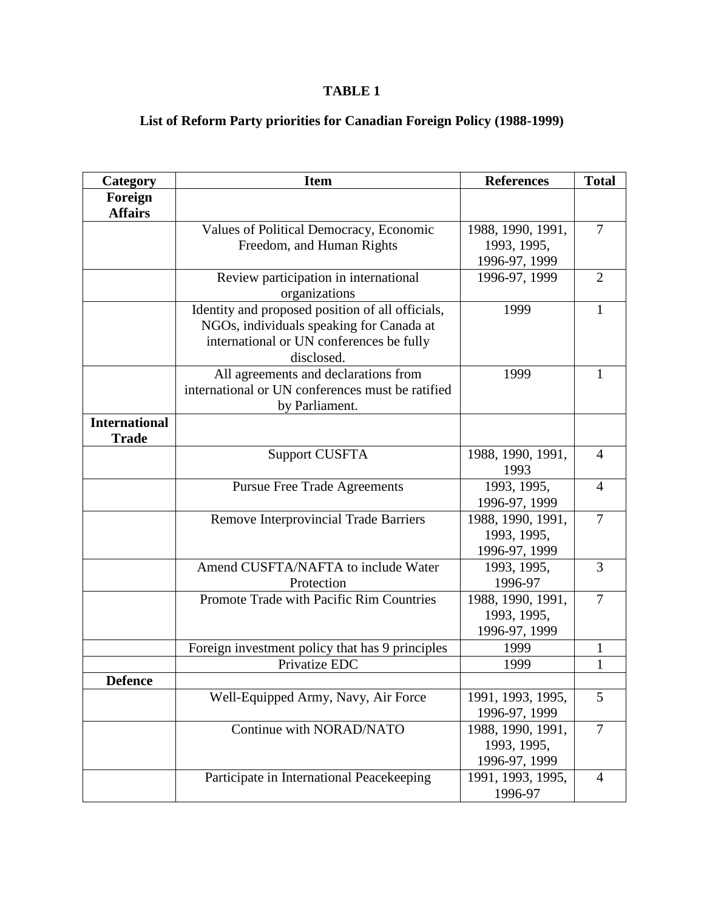**TABLE 1**

**List of Reform Party priorities for Canadian Foreign Policy (1988-1999)**

| Category | Item | References | Total |
|---|---|---|---|
| **Foreign Affairs** | | | |
| | Values of Political Democracy, Economic Freedom, and Human Rights | 1988, 1990, 1991, 1993, 1995, 1996-97, 1999 | 7 |
| | Review participation in international organizations | 1996-97, 1999 | 2 |
| | Identity and proposed position of all officials, NGOs, individuals speaking for Canada at international or UN conferences be fully disclosed. | 1999 | 1 |
| | All agreements and declarations from international or UN conferences must be ratified by Parliament. | 1999 | 1 |
| **International Trade** | | | |
| | Support CUSFTA | 1988, 1990, 1991, 1993 | 4 |
| | Pursue Free Trade Agreements | 1993, 1995, 1996-97, 1999 | 4 |
| | Remove Interprovincial Trade Barriers | 1988, 1990, 1991, 1993, 1995, 1996-97, 1999 | 7 |
| | Amend CUSFTA/NAFTA to include Water Protection | 1993, 1995, 1996-97 | 3 |
| | Promote Trade with Pacific Rim Countries | 1988, 1990, 1991, 1993, 1995, 1996-97, 1999 | 7 |
| | Foreign investment policy that has 9 principles | 1999 | 1 |
| | Privatize EDC | 1999 | 1 |
| **Defence** | | | |
| | Well-Equipped Army, Navy, Air Force | 1991, 1993, 1995, 1996-97, 1999 | 5 |
| | Continue with NORAD/NATO | 1988, 1990, 1991, 1993, 1995, 1996-97, 1999 | 7 |
| | Participate in International Peacekeeping | 1991, 1993, 1995, 1996-97 | 4 |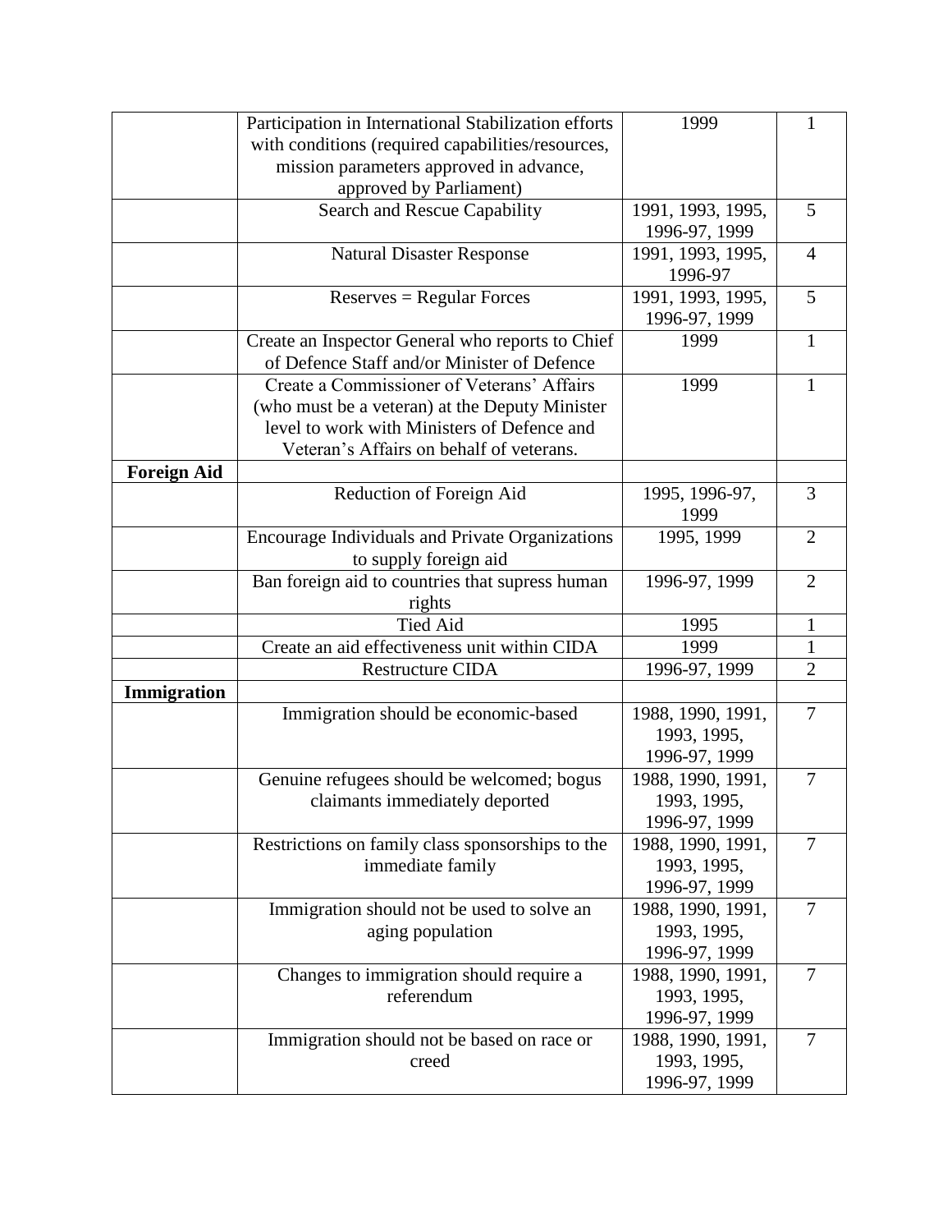| | | | |
|---|---|---|---|
| | Participation in International Stabilization efforts with conditions (required capabilities/resources, mission parameters approved in advance, approved by Parliament) | 1999 | 1 |
| | Search and Rescue Capability | 1991, 1993, 1995, 1996-97, 1999 | 5 |
| | Natural Disaster Response | 1991, 1993, 1995, 1996-97 | 4 |
| | Reserves = Regular Forces | 1991, 1993, 1995, 1996-97, 1999 | 5 |
| | Create an Inspector General who reports to Chief of Defence Staff and/or Minister of Defence | 1999 | 1 |
| | Create a Commissioner of Veterans' Affairs (who must be a veteran) at the Deputy Minister level to work with Ministers of Defence and Veteran's Affairs on behalf of veterans. | 1999 | 1 |
| **Foreign Aid** | | | |
| | Reduction of Foreign Aid | 1995, 1996-97, 1999 | 3 |
| | Encourage Individuals and Private Organizations to supply foreign aid | 1995, 1999 | 2 |
| | Ban foreign aid to countries that supress human rights | 1996-97, 1999 | 2 |
| | Tied Aid | 1995 | 1 |
| | Create an aid effectiveness unit within CIDA | 1999 | 1 |
| | Restructure CIDA | 1996-97, 1999 | 2 |
| **Immigration** | | | |
| | Immigration should be economic-based | 1988, 1990, 1991, 1993, 1995, 1996-97, 1999 | 7 |
| | Genuine refugees should be welcomed; bogus claimants immediately deported | 1988, 1990, 1991, 1993, 1995, 1996-97, 1999 | 7 |
| | Restrictions on family class sponsorships to the immediate family | 1988, 1990, 1991, 1993, 1995, 1996-97, 1999 | 7 |
| | Immigration should not be used to solve an aging population | 1988, 1990, 1991, 1993, 1995, 1996-97, 1999 | 7 |
| | Changes to immigration should require a referendum | 1988, 1990, 1991, 1993, 1995, 1996-97, 1999 | 7 |
| | Immigration should not be based on race or creed | 1988, 1990, 1991, 1993, 1995, 1996-97, 1999 | 7 |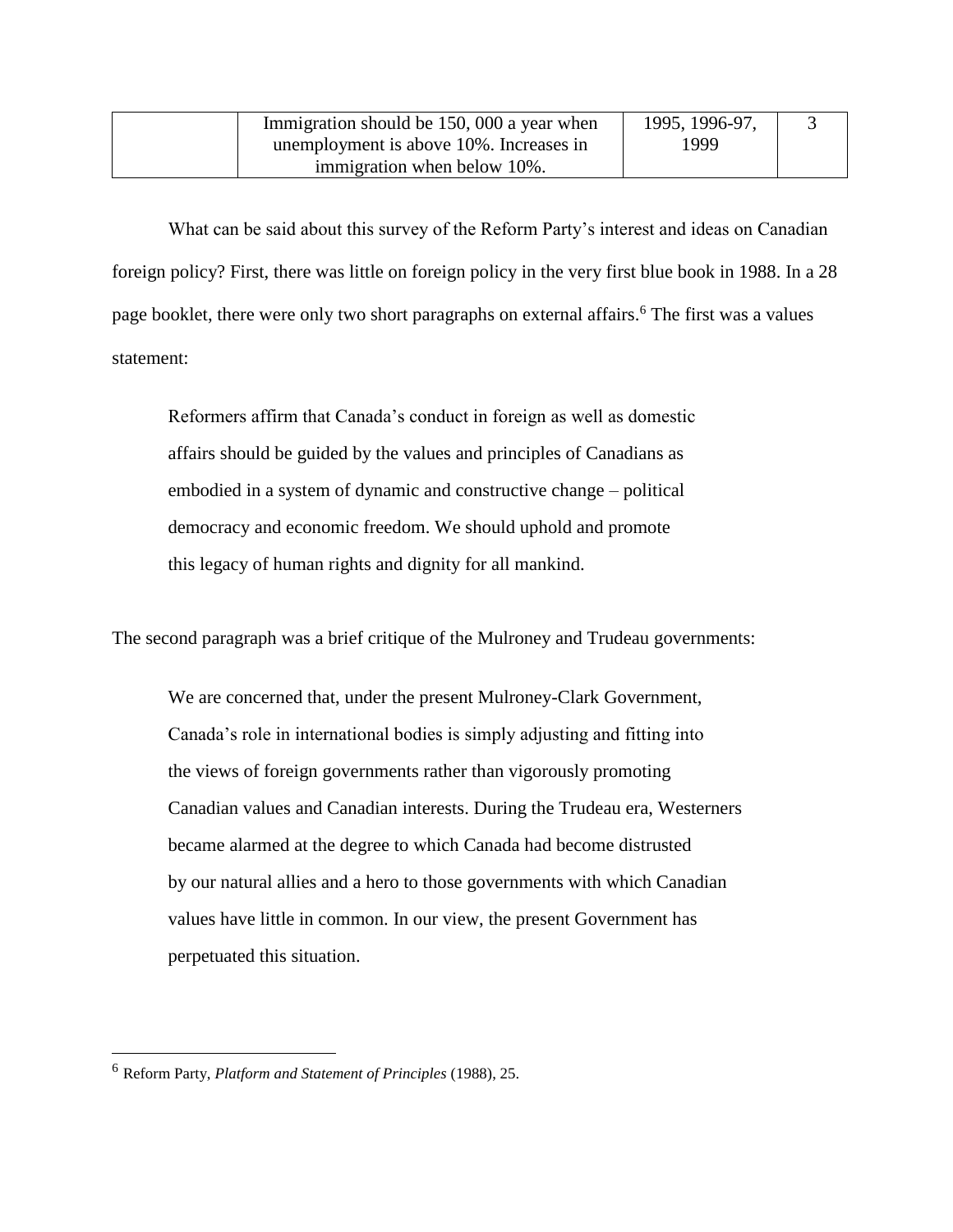|  | Immigration should be 150, 000 a year when unemployment is above 10%. Increases in immigration when below 10%. | 1995, 1996-97, 1999 | 3 |
|---|---|---|---|

What can be said about this survey of the Reform Party's interest and ideas on Canadian foreign policy? First, there was little on foreign policy in the very first blue book in 1988. In a 28 page booklet, there were only two short paragraphs on external affairs.[6] The first was a values statement:

> Reformers affirm that Canada's conduct in foreign as well as domestic affairs should be guided by the values and principles of Canadians as embodied in a system of dynamic and constructive change – political democracy and economic freedom. We should uphold and promote this legacy of human rights and dignity for all mankind.

The second paragraph was a brief critique of the Mulroney and Trudeau governments:

> We are concerned that, under the present Mulroney-Clark Government, Canada's role in international bodies is simply adjusting and fitting into the views of foreign governments rather than vigorously promoting Canadian values and Canadian interests. During the Trudeau era, Westerners became alarmed at the degree to which Canada had become distrusted by our natural allies and a hero to those governments with which Canadian values have little in common. In our view, the present Government has perpetuated this situation.

---

[6] Reform Party, *Platform and Statement of Principles* (1988), 25.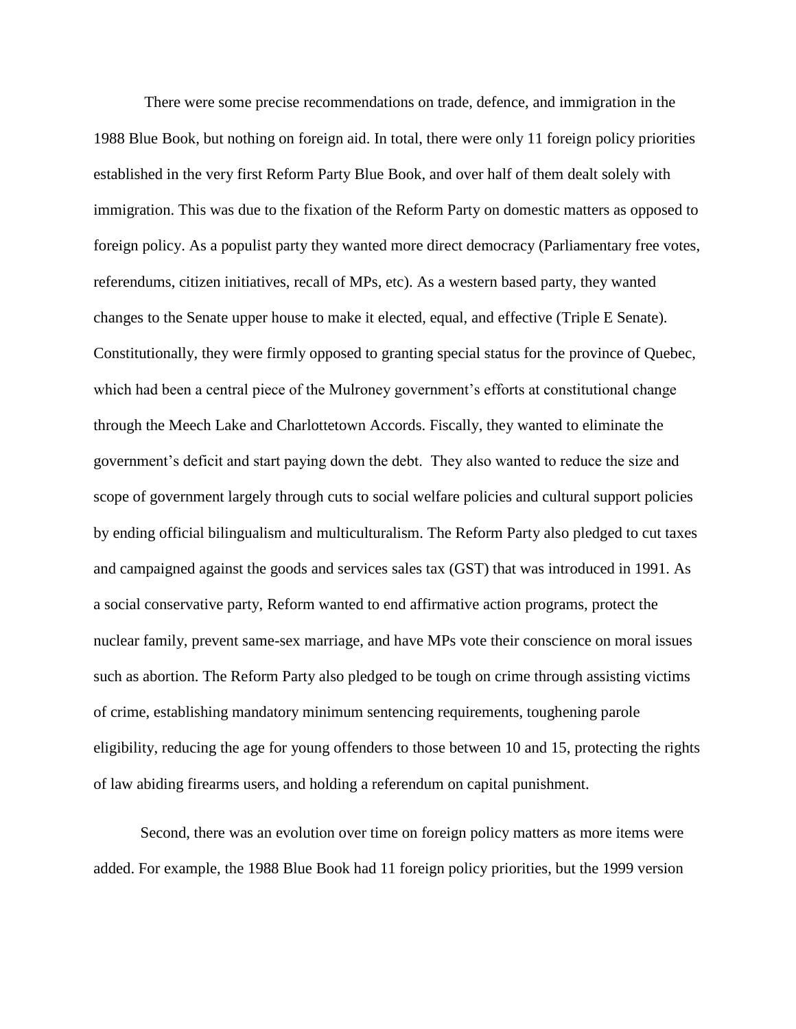There were some precise recommendations on trade, defence, and immigration in the 1988 Blue Book, but nothing on foreign aid. In total, there were only 11 foreign policy priorities established in the very first Reform Party Blue Book, and over half of them dealt solely with immigration. This was due to the fixation of the Reform Party on domestic matters as opposed to foreign policy. As a populist party they wanted more direct democracy (Parliamentary free votes, referendums, citizen initiatives, recall of MPs, etc). As a western based party, they wanted changes to the Senate upper house to make it elected, equal, and effective (Triple E Senate). Constitutionally, they were firmly opposed to granting special status for the province of Quebec, which had been a central piece of the Mulroney government's efforts at constitutional change through the Meech Lake and Charlottetown Accords. Fiscally, they wanted to eliminate the government's deficit and start paying down the debt. They also wanted to reduce the size and scope of government largely through cuts to social welfare policies and cultural support policies by ending official bilingualism and multiculturalism. The Reform Party also pledged to cut taxes and campaigned against the goods and services sales tax (GST) that was introduced in 1991. As a social conservative party, Reform wanted to end affirmative action programs, protect the nuclear family, prevent same-sex marriage, and have MPs vote their conscience on moral issues such as abortion. The Reform Party also pledged to be tough on crime through assisting victims of crime, establishing mandatory minimum sentencing requirements, toughening parole eligibility, reducing the age for young offenders to those between 10 and 15, protecting the rights of law abiding firearms users, and holding a referendum on capital punishment.

Second, there was an evolution over time on foreign policy matters as more items were added. For example, the 1988 Blue Book had 11 foreign policy priorities, but the 1999 version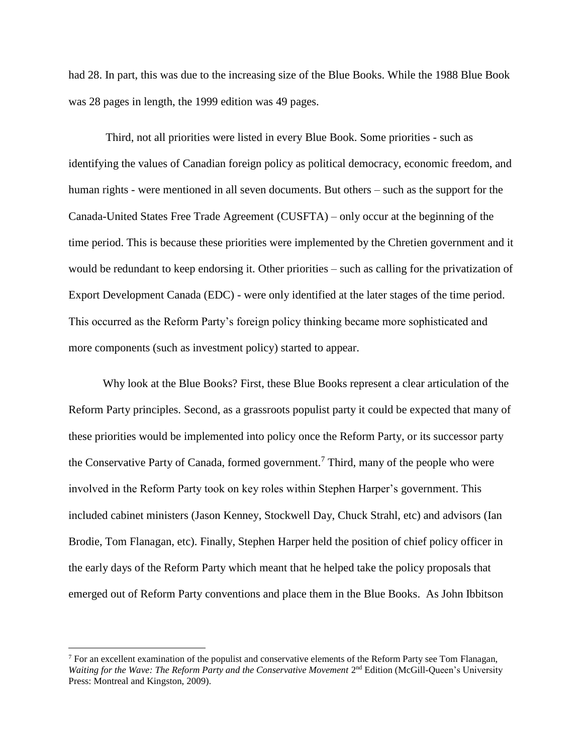had 28. In part, this was due to the increasing size of the Blue Books. While the 1988 Blue Book was 28 pages in length, the 1999 edition was 49 pages.

Third, not all priorities were listed in every Blue Book. Some priorities - such as identifying the values of Canadian foreign policy as political democracy, economic freedom, and human rights - were mentioned in all seven documents. But others – such as the support for the Canada-United States Free Trade Agreement (CUSFTA) – only occur at the beginning of the time period. This is because these priorities were implemented by the Chretien government and it would be redundant to keep endorsing it. Other priorities – such as calling for the privatization of Export Development Canada (EDC) - were only identified at the later stages of the time period. This occurred as the Reform Party's foreign policy thinking became more sophisticated and more components (such as investment policy) started to appear.

Why look at the Blue Books? First, these Blue Books represent a clear articulation of the Reform Party principles. Second, as a grassroots populist party it could be expected that many of these priorities would be implemented into policy once the Reform Party, or its successor party the Conservative Party of Canada, formed government.[7] Third, many of the people who were involved in the Reform Party took on key roles within Stephen Harper's government. This included cabinet ministers (Jason Kenney, Stockwell Day, Chuck Strahl, etc) and advisors (Ian Brodie, Tom Flanagan, etc). Finally, Stephen Harper held the position of chief policy officer in the early days of the Reform Party which meant that he helped take the policy proposals that emerged out of Reform Party conventions and place them in the Blue Books. As John Ibbitson

---

[7] For an excellent examination of the populist and conservative elements of the Reform Party see Tom Flanagan, *Waiting for the Wave: The Reform Party and the Conservative Movement* 2nd Edition (McGill-Queen's University Press: Montreal and Kingston, 2009).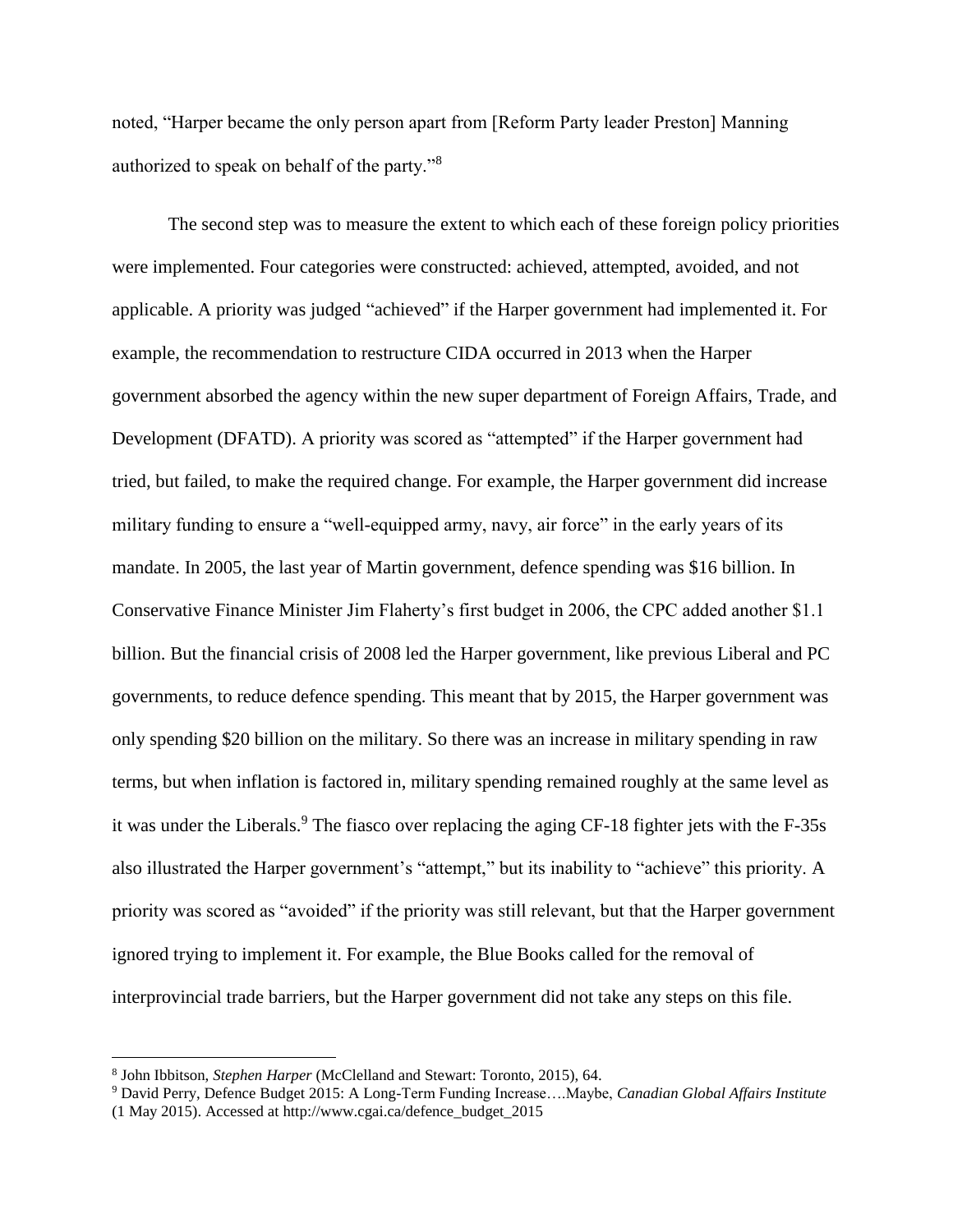noted, "Harper became the only person apart from [Reform Party leader Preston] Manning authorized to speak on behalf of the party."[8]

The second step was to measure the extent to which each of these foreign policy priorities were implemented. Four categories were constructed: achieved, attempted, avoided, and not applicable. A priority was judged "achieved" if the Harper government had implemented it. For example, the recommendation to restructure CIDA occurred in 2013 when the Harper government absorbed the agency within the new super department of Foreign Affairs, Trade, and Development (DFATD). A priority was scored as "attempted" if the Harper government had tried, but failed, to make the required change. For example, the Harper government did increase military funding to ensure a "well-equipped army, navy, air force" in the early years of its mandate. In 2005, the last year of Martin government, defence spending was $16 billion. In Conservative Finance Minister Jim Flaherty's first budget in 2006, the CPC added another $1.1 billion. But the financial crisis of 2008 led the Harper government, like previous Liberal and PC governments, to reduce defence spending. This meant that by 2015, the Harper government was only spending $20 billion on the military. So there was an increase in military spending in raw terms, but when inflation is factored in, military spending remained roughly at the same level as it was under the Liberals.[9] The fiasco over replacing the aging CF-18 fighter jets with the F-35s also illustrated the Harper government's "attempt," but its inability to "achieve" this priority. A priority was scored as "avoided" if the priority was still relevant, but that the Harper government ignored trying to implement it. For example, the Blue Books called for the removal of interprovincial trade barriers, but the Harper government did not take any steps on this file.

---

[8] John Ibbitson, *Stephen Harper* (McClelland and Stewart: Toronto, 2015), 64.

[9] David Perry, Defence Budget 2015: A Long-Term Funding Increase….Maybe, *Canadian Global Affairs Institute* (1 May 2015). Accessed at http://www.cgai.ca/defence_budget_2015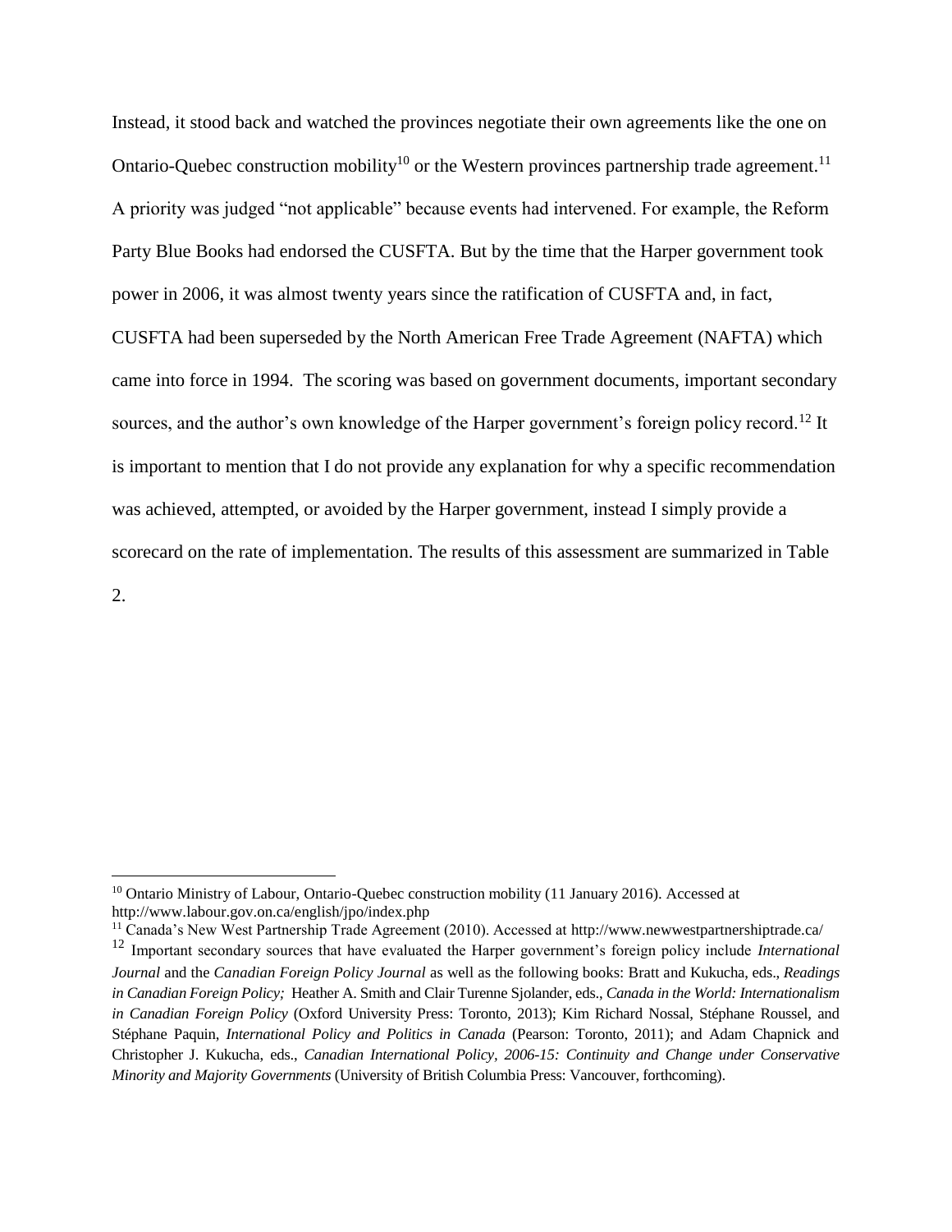Instead, it stood back and watched the provinces negotiate their own agreements like the one on Ontario-Quebec construction mobility[10] or the Western provinces partnership trade agreement.[11] A priority was judged "not applicable" because events had intervened. For example, the Reform Party Blue Books had endorsed the CUSFTA. But by the time that the Harper government took power in 2006, it was almost twenty years since the ratification of CUSFTA and, in fact, CUSFTA had been superseded by the North American Free Trade Agreement (NAFTA) which came into force in 1994. The scoring was based on government documents, important secondary sources, and the author's own knowledge of the Harper government's foreign policy record.[12] It is important to mention that I do not provide any explanation for why a specific recommendation was achieved, attempted, or avoided by the Harper government, instead I simply provide a scorecard on the rate of implementation. The results of this assessment are summarized in Table 2.

---

[10] Ontario Ministry of Labour, Ontario-Quebec construction mobility (11 January 2016). Accessed at http://www.labour.gov.on.ca/english/jpo/index.php

[11] Canada's New West Partnership Trade Agreement (2010). Accessed at http://www.newwestpartnershiptrade.ca/

[12] Important secondary sources that have evaluated the Harper government's foreign policy include *International Journal* and the *Canadian Foreign Policy Journal* as well as the following books: Bratt and Kukucha, eds., *Readings in Canadian Foreign Policy;* Heather A. Smith and Clair Turenne Sjolander, eds., *Canada in the World: Internationalism in Canadian Foreign Policy* (Oxford University Press: Toronto, 2013); Kim Richard Nossal, Stéphane Roussel, and Stéphane Paquin, *International Policy and Politics in Canada* (Pearson: Toronto, 2011); and Adam Chapnick and Christopher J. Kukucha, eds., *Canadian International Policy, 2006-15: Continuity and Change under Conservative Minority and Majority Governments* (University of British Columbia Press: Vancouver, forthcoming).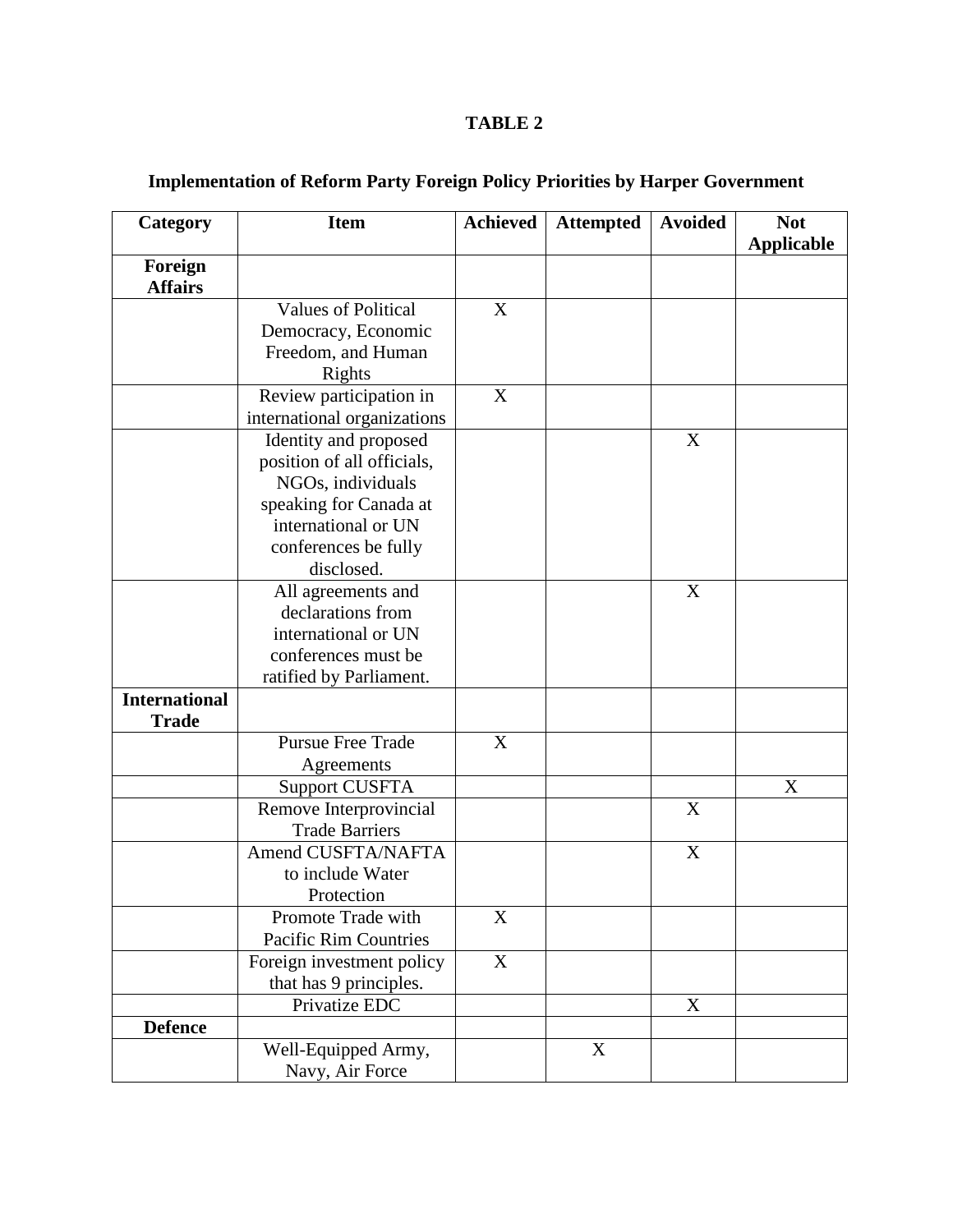**TABLE 2**

**Implementation of Reform Party Foreign Policy Priorities by Harper Government**

| Category | Item | Achieved | Attempted | Avoided | Not Applicable |
|---|---|---|---|---|---|
| **Foreign Affairs** | | | | | |
| | Values of Political Democracy, Economic Freedom, and Human Rights | X | | | |
| | Review participation in international organizations | X | | | |
| | Identity and proposed position of all officials, NGOs, individuals speaking for Canada at international or UN conferences be fully disclosed. | | | X | |
| | All agreements and declarations from international or UN conferences must be ratified by Parliament. | | | X | |
| **International Trade** | | | | | |
| | Pursue Free Trade Agreements | X | | | |
| | Support CUSFTA | | | | X |
| | Remove Interprovincial Trade Barriers | | | X | |
| | Amend CUSFTA/NAFTA to include Water Protection | | | X | |
| | Promote Trade with Pacific Rim Countries | X | | | |
| | Foreign investment policy that has 9 principles. | X | | | |
| | Privatize EDC | | | X | |
| **Defence** | | | | | |
| | Well-Equipped Army, Navy, Air Force | | X | | |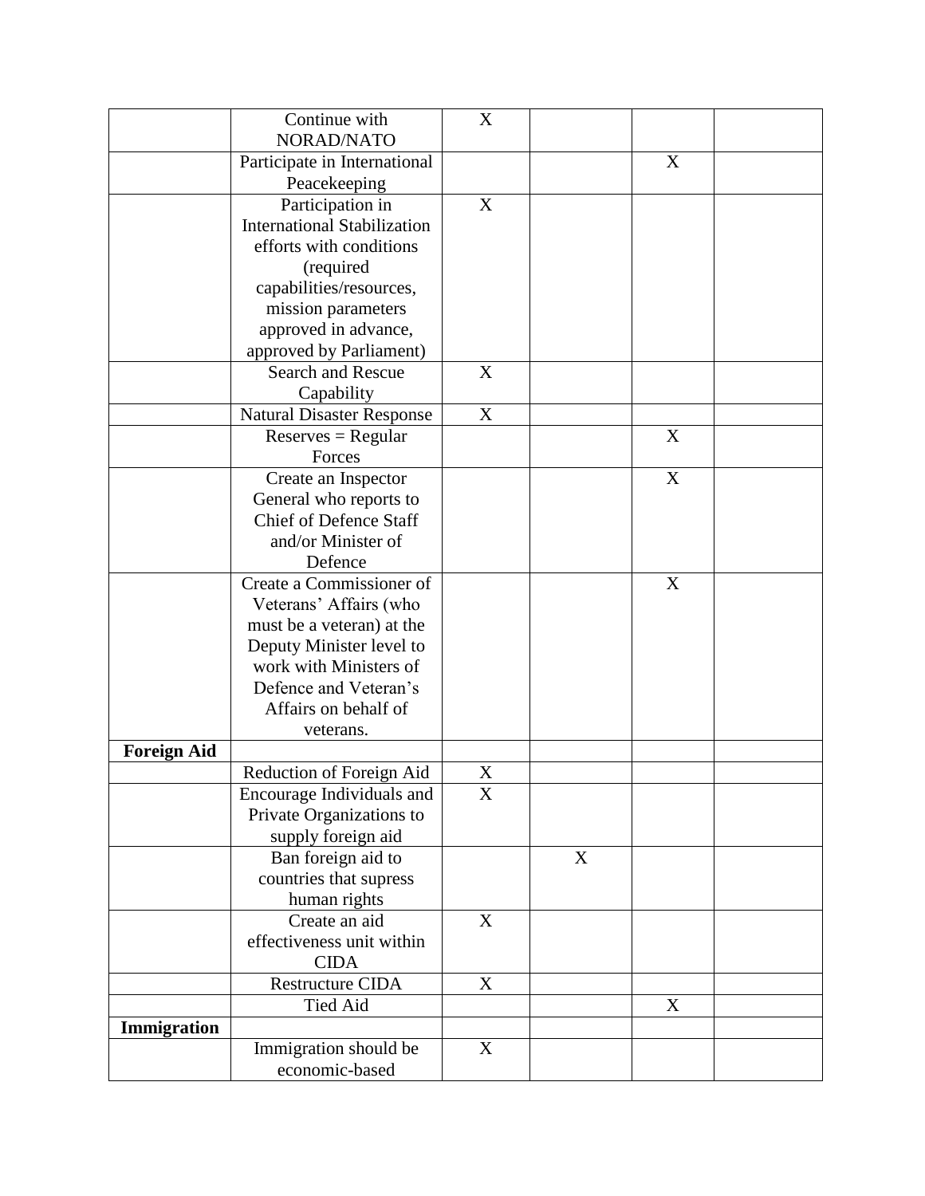| | | | | | |
|---|---|---|---|---|---|
| | Continue with NORAD/NATO | X | | | |
| | Participate in International Peacekeeping | | | X | |
| | Participation in International Stabilization efforts with conditions (required capabilities/resources, mission parameters approved in advance, approved by Parliament) | X | | | |
| | Search and Rescue Capability | X | | | |
| | Natural Disaster Response | X | | | |
| | Reserves = Regular Forces | | | X | |
| | Create an Inspector General who reports to Chief of Defence Staff and/or Minister of Defence | | | X | |
| | Create a Commissioner of Veterans' Affairs (who must be a veteran) at the Deputy Minister level to work with Ministers of Defence and Veteran's Affairs on behalf of veterans. | | | X | |
| **Foreign Aid** | | | | | |
| | Reduction of Foreign Aid | X | | | |
| | Encourage Individuals and Private Organizations to supply foreign aid | X | | | |
| | Ban foreign aid to countries that supress human rights | | X | | |
| | Create an aid effectiveness unit within CIDA | X | | | |
| | Restructure CIDA | X | | | |
| | Tied Aid | | | X | |
| **Immigration** | | | | | |
| | Immigration should be economic-based | X | | | |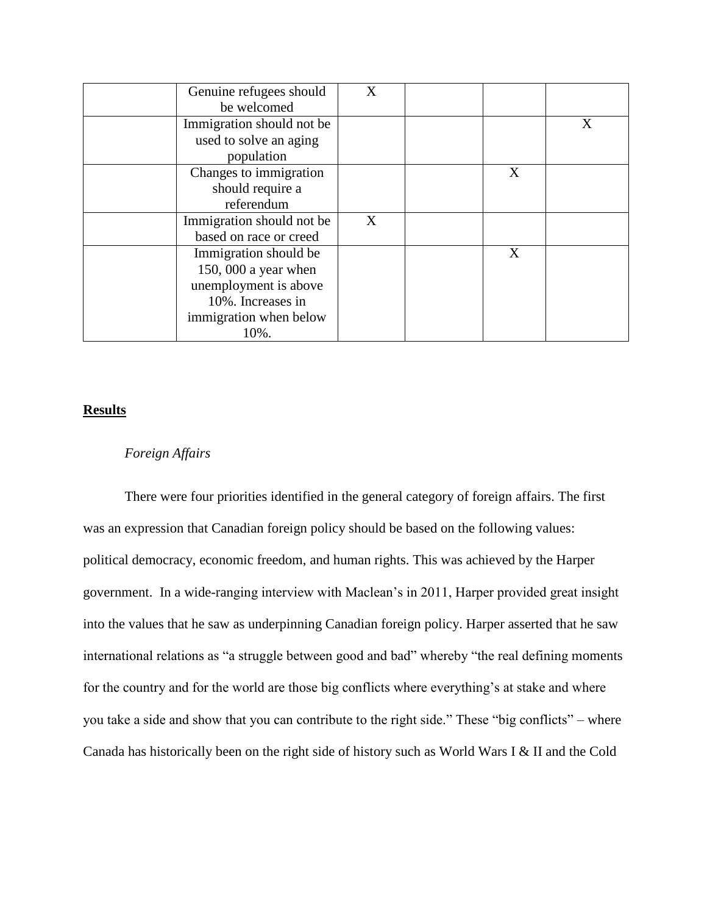| | | | | | |
|---|---|---|---|---|---|
| | Genuine refugees should be welcomed | X | | | |
| | Immigration should not be used to solve an aging population | | | | X |
| | Changes to immigration should require a referendum | | | X | |
| | Immigration should not be based on race or creed | X | | | |
| | Immigration should be 150, 000 a year when unemployment is above 10%. Increases in immigration when below 10%. | | | X | |

## Results

### *Foreign Affairs*

There were four priorities identified in the general category of foreign affairs. The first was an expression that Canadian foreign policy should be based on the following values: political democracy, economic freedom, and human rights. This was achieved by the Harper government. In a wide-ranging interview with Maclean's in 2011, Harper provided great insight into the values that he saw as underpinning Canadian foreign policy. Harper asserted that he saw international relations as "a struggle between good and bad" whereby "the real defining moments for the country and for the world are those big conflicts where everything's at stake and where you take a side and show that you can contribute to the right side." These "big conflicts" – where Canada has historically been on the right side of history such as World Wars I & II and the Cold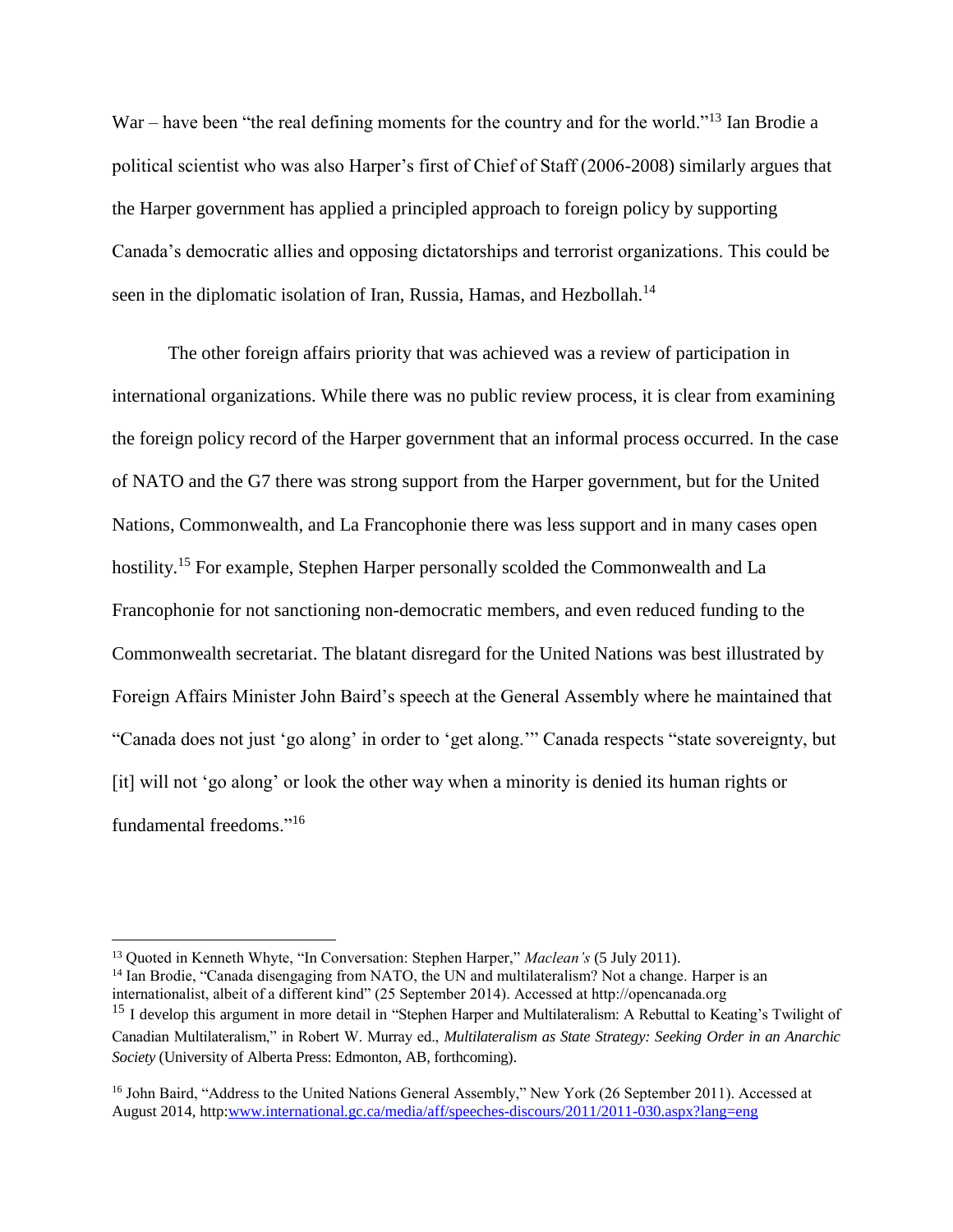War – have been "the real defining moments for the country and for the world."[13] Ian Brodie a political scientist who was also Harper's first of Chief of Staff (2006-2008) similarly argues that the Harper government has applied a principled approach to foreign policy by supporting Canada's democratic allies and opposing dictatorships and terrorist organizations. This could be seen in the diplomatic isolation of Iran, Russia, Hamas, and Hezbollah.[14]

The other foreign affairs priority that was achieved was a review of participation in international organizations. While there was no public review process, it is clear from examining the foreign policy record of the Harper government that an informal process occurred. In the case of NATO and the G7 there was strong support from the Harper government, but for the United Nations, Commonwealth, and La Francophonie there was less support and in many cases open hostility.[15] For example, Stephen Harper personally scolded the Commonwealth and La Francophonie for not sanctioning non-democratic members, and even reduced funding to the Commonwealth secretariat. The blatant disregard for the United Nations was best illustrated by Foreign Affairs Minister John Baird's speech at the General Assembly where he maintained that "Canada does not just 'go along' in order to 'get along.'" Canada respects "state sovereignty, but [it] will not 'go along' or look the other way when a minority is denied its human rights or fundamental freedoms."[16]

---

[13] Quoted in Kenneth Whyte, "In Conversation: Stephen Harper," *Maclean's* (5 July 2011).

[14] Ian Brodie, "Canada disengaging from NATO, the UN and multilateralism? Not a change. Harper is an internationalist, albeit of a different kind" (25 September 2014). Accessed at http://opencanada.org

[15] I develop this argument in more detail in "Stephen Harper and Multilateralism: A Rebuttal to Keating's Twilight of Canadian Multilateralism," in Robert W. Murray ed., *Multilateralism as State Strategy: Seeking Order in an Anarchic Society* (University of Alberta Press: Edmonton, AB, forthcoming).

[16] John Baird, "Address to the United Nations General Assembly," New York (26 September 2011). Accessed at August 2014, http:www.international.gc.ca/media/aff/speeches-discours/2011/2011-030.aspx?lang=eng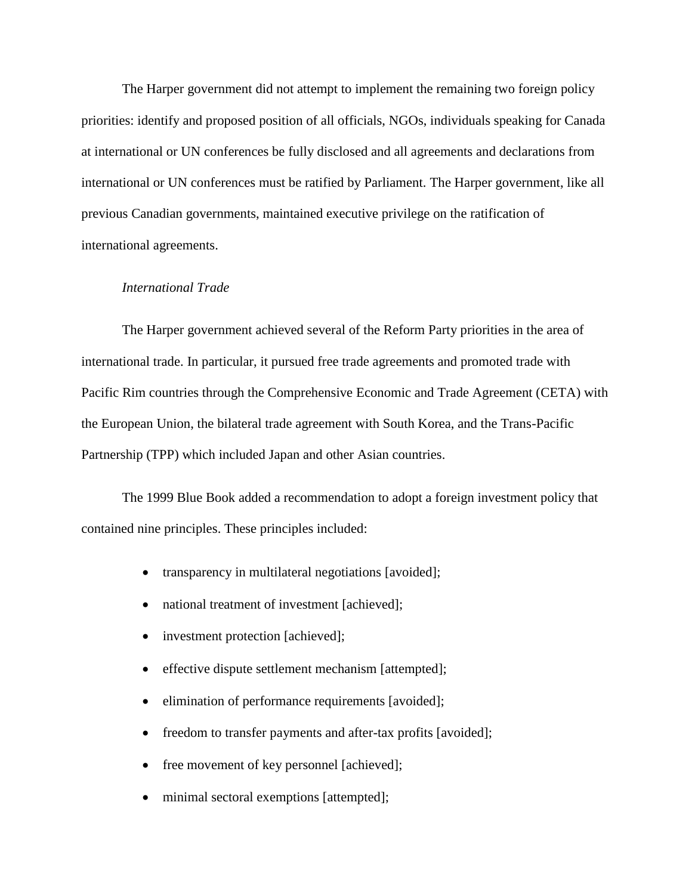The Harper government did not attempt to implement the remaining two foreign policy priorities: identify and proposed position of all officials, NGOs, individuals speaking for Canada at international or UN conferences be fully disclosed and all agreements and declarations from international or UN conferences must be ratified by Parliament. The Harper government, like all previous Canadian governments, maintained executive privilege on the ratification of international agreements.

*International Trade*

The Harper government achieved several of the Reform Party priorities in the area of international trade. In particular, it pursued free trade agreements and promoted trade with Pacific Rim countries through the Comprehensive Economic and Trade Agreement (CETA) with the European Union, the bilateral trade agreement with South Korea, and the Trans-Pacific Partnership (TPP) which included Japan and other Asian countries.

The 1999 Blue Book added a recommendation to adopt a foreign investment policy that contained nine principles. These principles included:

- transparency in multilateral negotiations [avoided];
- national treatment of investment [achieved];
- investment protection [achieved];
- effective dispute settlement mechanism [attempted];
- elimination of performance requirements [avoided];
- freedom to transfer payments and after-tax profits [avoided];
- free movement of key personnel [achieved];
- minimal sectoral exemptions [attempted];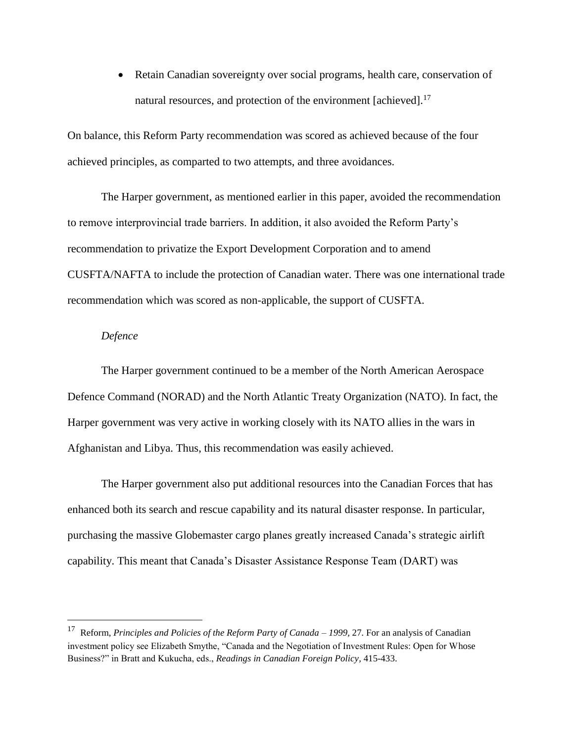- Retain Canadian sovereignty over social programs, health care, conservation of natural resources, and protection of the environment [achieved].[17]

On balance, this Reform Party recommendation was scored as achieved because of the four achieved principles, as comparted to two attempts, and three avoidances.

The Harper government, as mentioned earlier in this paper, avoided the recommendation to remove interprovincial trade barriers. In addition, it also avoided the Reform Party's recommendation to privatize the Export Development Corporation and to amend CUSFTA/NAFTA to include the protection of Canadian water. There was one international trade recommendation which was scored as non-applicable, the support of CUSFTA.

*Defence*

The Harper government continued to be a member of the North American Aerospace Defence Command (NORAD) and the North Atlantic Treaty Organization (NATO). In fact, the Harper government was very active in working closely with its NATO allies in the wars in Afghanistan and Libya. Thus, this recommendation was easily achieved.

The Harper government also put additional resources into the Canadian Forces that has enhanced both its search and rescue capability and its natural disaster response. In particular, purchasing the massive Globemaster cargo planes greatly increased Canada's strategic airlift capability. This meant that Canada's Disaster Assistance Response Team (DART) was

---

[17] Reform, *Principles and Policies of the Reform Party of Canada – 1999,* 27. For an analysis of Canadian investment policy see Elizabeth Smythe, "Canada and the Negotiation of Investment Rules: Open for Whose Business?" in Bratt and Kukucha, eds., *Readings in Canadian Foreign Policy,* 415-433.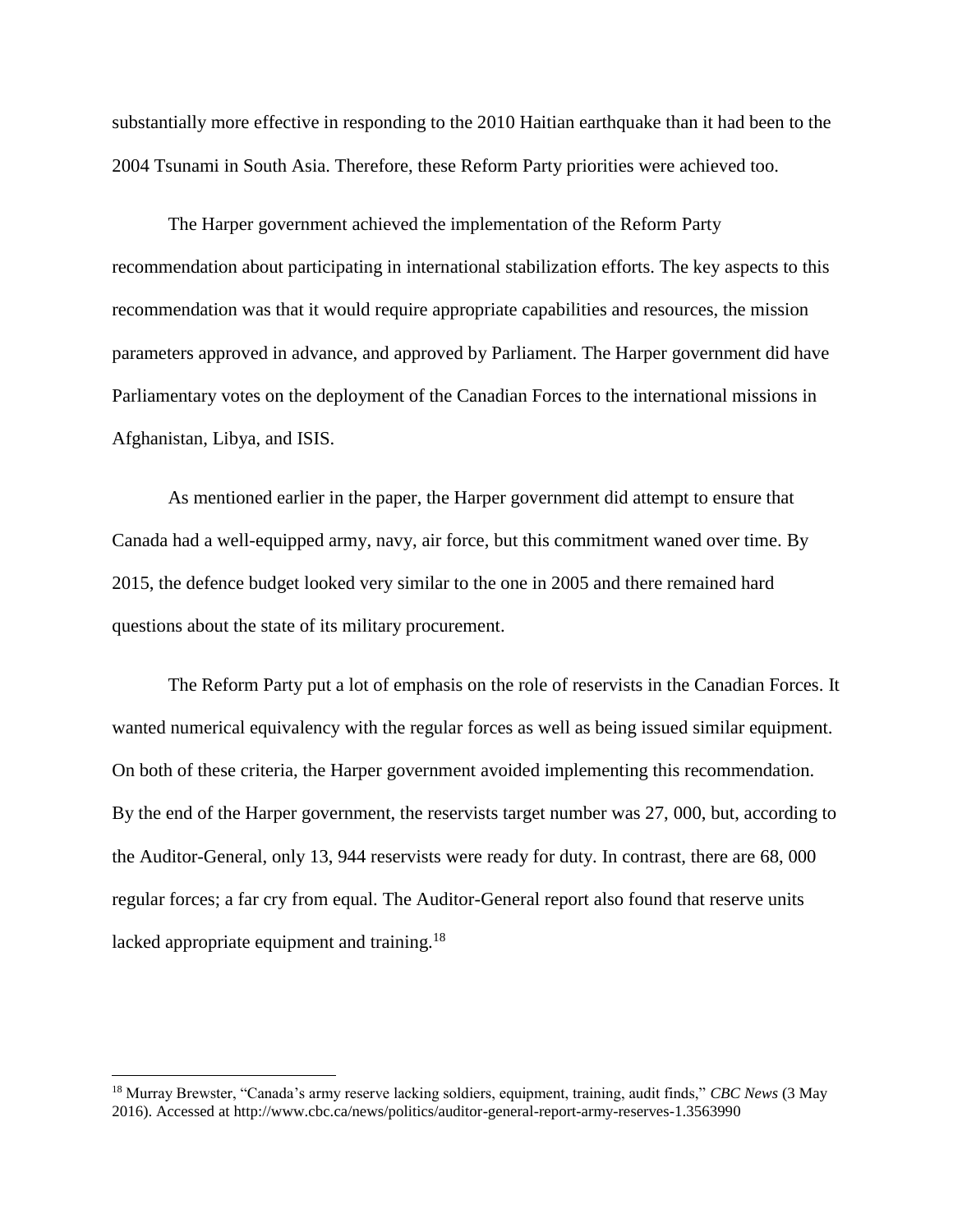substantially more effective in responding to the 2010 Haitian earthquake than it had been to the 2004 Tsunami in South Asia. Therefore, these Reform Party priorities were achieved too.

The Harper government achieved the implementation of the Reform Party recommendation about participating in international stabilization efforts. The key aspects to this recommendation was that it would require appropriate capabilities and resources, the mission parameters approved in advance, and approved by Parliament. The Harper government did have Parliamentary votes on the deployment of the Canadian Forces to the international missions in Afghanistan, Libya, and ISIS.

As mentioned earlier in the paper, the Harper government did attempt to ensure that Canada had a well-equipped army, navy, air force, but this commitment waned over time. By 2015, the defence budget looked very similar to the one in 2005 and there remained hard questions about the state of its military procurement.

The Reform Party put a lot of emphasis on the role of reservists in the Canadian Forces. It wanted numerical equivalency with the regular forces as well as being issued similar equipment. On both of these criteria, the Harper government avoided implementing this recommendation. By the end of the Harper government, the reservists target number was 27, 000, but, according to the Auditor-General, only 13, 944 reservists were ready for duty. In contrast, there are 68, 000 regular forces; a far cry from equal. The Auditor-General report also found that reserve units lacked appropriate equipment and training.[18]

---

[18] Murray Brewster, "Canada's army reserve lacking soldiers, equipment, training, audit finds," *CBC News* (3 May 2016). Accessed at http://www.cbc.ca/news/politics/auditor-general-report-army-reserves-1.3563990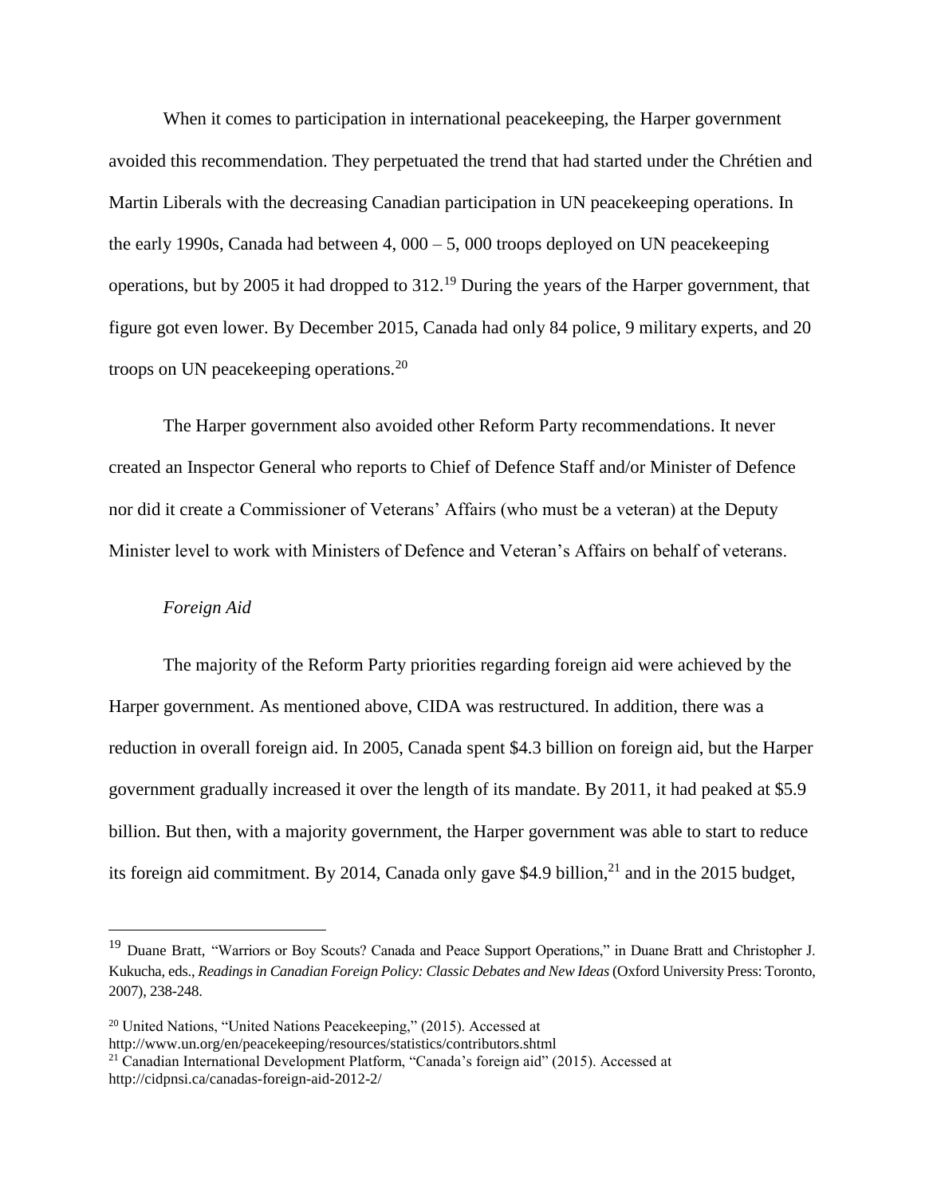When it comes to participation in international peacekeeping, the Harper government avoided this recommendation. They perpetuated the trend that had started under the Chrétien and Martin Liberals with the decreasing Canadian participation in UN peacekeeping operations. In the early 1990s, Canada had between 4, 000 – 5, 000 troops deployed on UN peacekeeping operations, but by 2005 it had dropped to 312.[19] During the years of the Harper government, that figure got even lower. By December 2015, Canada had only 84 police, 9 military experts, and 20 troops on UN peacekeeping operations.[20]

The Harper government also avoided other Reform Party recommendations. It never created an Inspector General who reports to Chief of Defence Staff and/or Minister of Defence nor did it create a Commissioner of Veterans' Affairs (who must be a veteran) at the Deputy Minister level to work with Ministers of Defence and Veteran's Affairs on behalf of veterans.

*Foreign Aid*

The majority of the Reform Party priorities regarding foreign aid were achieved by the Harper government. As mentioned above, CIDA was restructured. In addition, there was a reduction in overall foreign aid. In 2005, Canada spent \$4.3 billion on foreign aid, but the Harper government gradually increased it over the length of its mandate. By 2011, it had peaked at \$5.9 billion. But then, with a majority government, the Harper government was able to start to reduce its foreign aid commitment. By 2014, Canada only gave \$4.9 billion,[21] and in the 2015 budget,

---

[19] Duane Bratt, "Warriors or Boy Scouts? Canada and Peace Support Operations," in Duane Bratt and Christopher J. Kukucha, eds., *Readings in Canadian Foreign Policy: Classic Debates and New Ideas* (Oxford University Press: Toronto, 2007), 238-248.

[20] United Nations, "United Nations Peacekeeping," (2015). Accessed at http://www.un.org/en/peacekeeping/resources/statistics/contributors.shtml

[21] Canadian International Development Platform, "Canada's foreign aid" (2015). Accessed at http://cidpnsi.ca/canadas-foreign-aid-2012-2/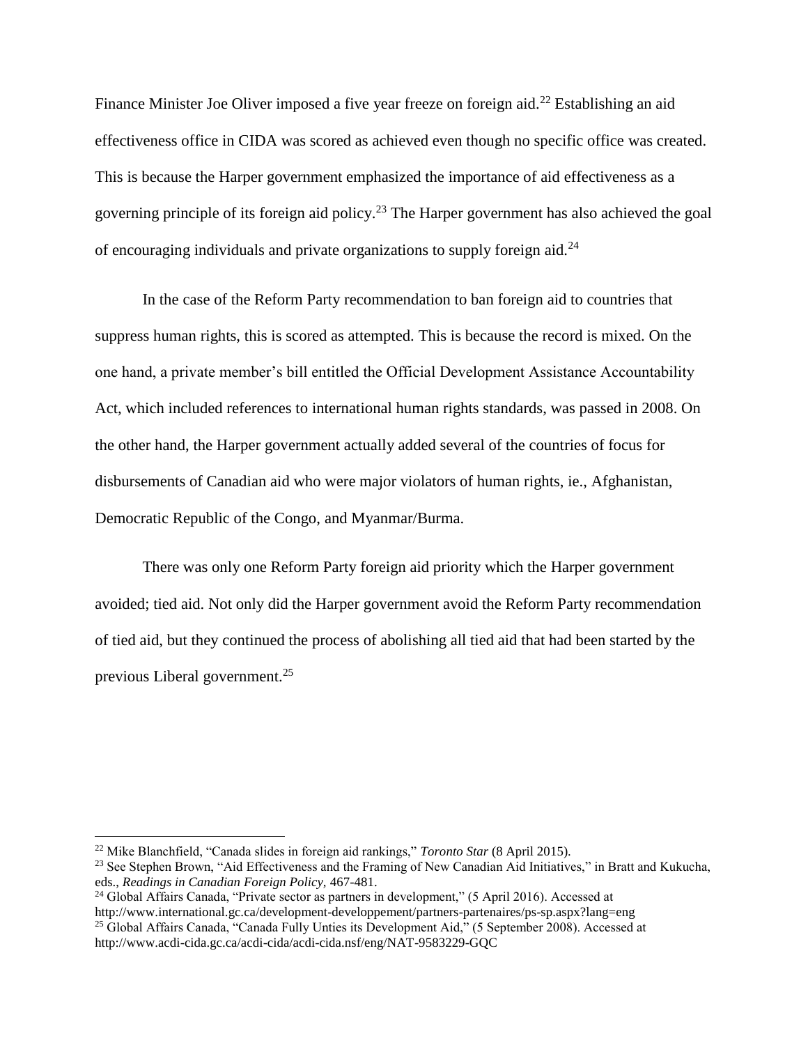Finance Minister Joe Oliver imposed a five year freeze on foreign aid.[22] Establishing an aid effectiveness office in CIDA was scored as achieved even though no specific office was created. This is because the Harper government emphasized the importance of aid effectiveness as a governing principle of its foreign aid policy.[23] The Harper government has also achieved the goal of encouraging individuals and private organizations to supply foreign aid.[24]

In the case of the Reform Party recommendation to ban foreign aid to countries that suppress human rights, this is scored as attempted. This is because the record is mixed. On the one hand, a private member's bill entitled the Official Development Assistance Accountability Act, which included references to international human rights standards, was passed in 2008. On the other hand, the Harper government actually added several of the countries of focus for disbursements of Canadian aid who were major violators of human rights, ie., Afghanistan, Democratic Republic of the Congo, and Myanmar/Burma.

There was only one Reform Party foreign aid priority which the Harper government avoided; tied aid. Not only did the Harper government avoid the Reform Party recommendation of tied aid, but they continued the process of abolishing all tied aid that had been started by the previous Liberal government.[25]

---

[22] Mike Blanchfield, "Canada slides in foreign aid rankings," *Toronto Star* (8 April 2015).

[23] See Stephen Brown, "Aid Effectiveness and the Framing of New Canadian Aid Initiatives," in Bratt and Kukucha, eds., *Readings in Canadian Foreign Policy,* 467-481.

[24] Global Affairs Canada, "Private sector as partners in development," (5 April 2016). Accessed at http://www.international.gc.ca/development-developpement/partners-partenaires/ps-sp.aspx?lang=eng

[25] Global Affairs Canada, "Canada Fully Unties its Development Aid," (5 September 2008). Accessed at http://www.acdi-cida.gc.ca/acdi-cida/acdi-cida.nsf/eng/NAT-9583229-GQC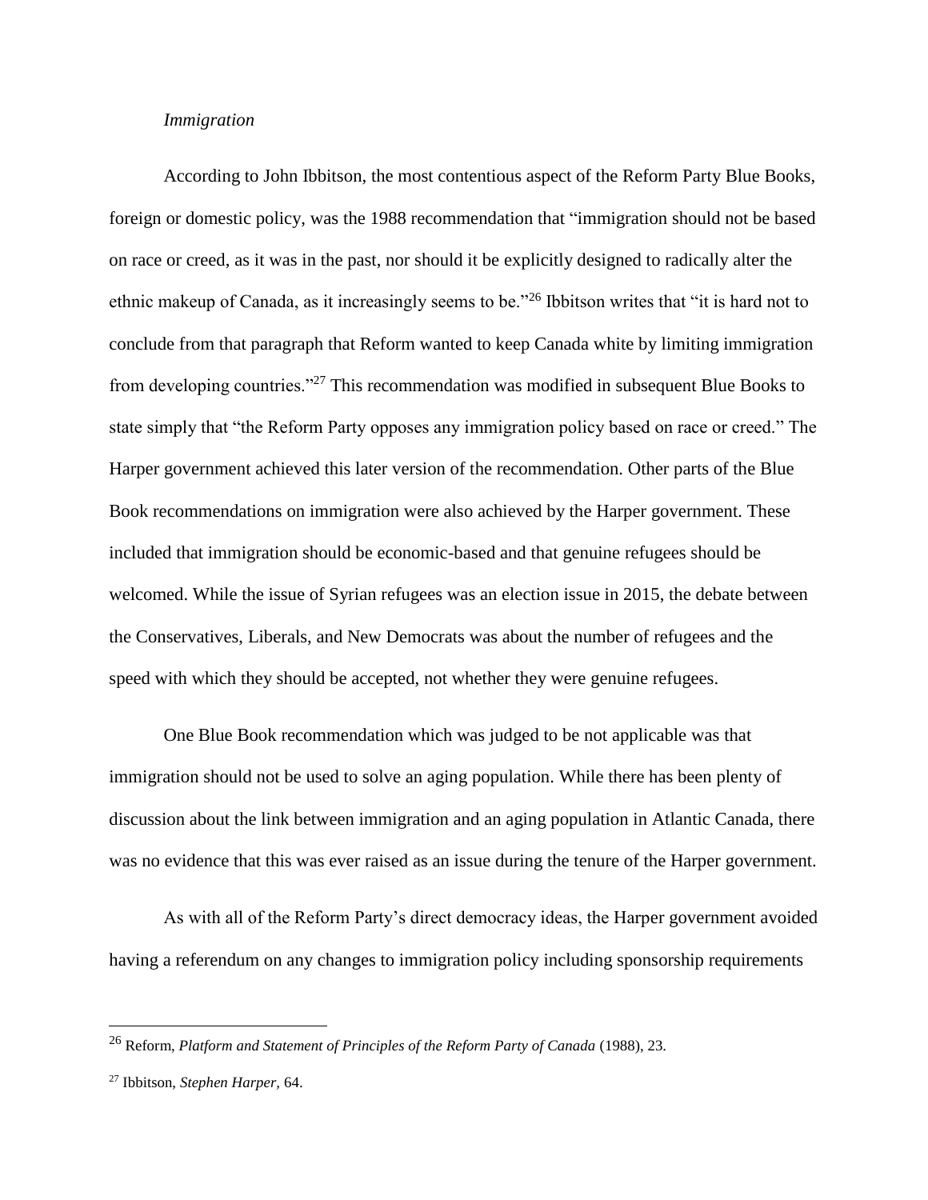*Immigration*

According to John Ibbitson, the most contentious aspect of the Reform Party Blue Books, foreign or domestic policy, was the 1988 recommendation that "immigration should not be based on race or creed, as it was in the past, nor should it be explicitly designed to radically alter the ethnic makeup of Canada, as it increasingly seems to be."[26] Ibbitson writes that "it is hard not to conclude from that paragraph that Reform wanted to keep Canada white by limiting immigration from developing countries."[27] This recommendation was modified in subsequent Blue Books to state simply that "the Reform Party opposes any immigration policy based on race or creed." The Harper government achieved this later version of the recommendation. Other parts of the Blue Book recommendations on immigration were also achieved by the Harper government. These included that immigration should be economic-based and that genuine refugees should be welcomed. While the issue of Syrian refugees was an election issue in 2015, the debate between the Conservatives, Liberals, and New Democrats was about the number of refugees and the speed with which they should be accepted, not whether they were genuine refugees.

One Blue Book recommendation which was judged to be not applicable was that immigration should not be used to solve an aging population. While there has been plenty of discussion about the link between immigration and an aging population in Atlantic Canada, there was no evidence that this was ever raised as an issue during the tenure of the Harper government.

As with all of the Reform Party's direct democracy ideas, the Harper government avoided having a referendum on any changes to immigration policy including sponsorship requirements

---

[26] Reform, *Platform and Statement of Principles of the Reform Party of Canada* (1988), 23.

[27] Ibbitson, *Stephen Harper*, 64.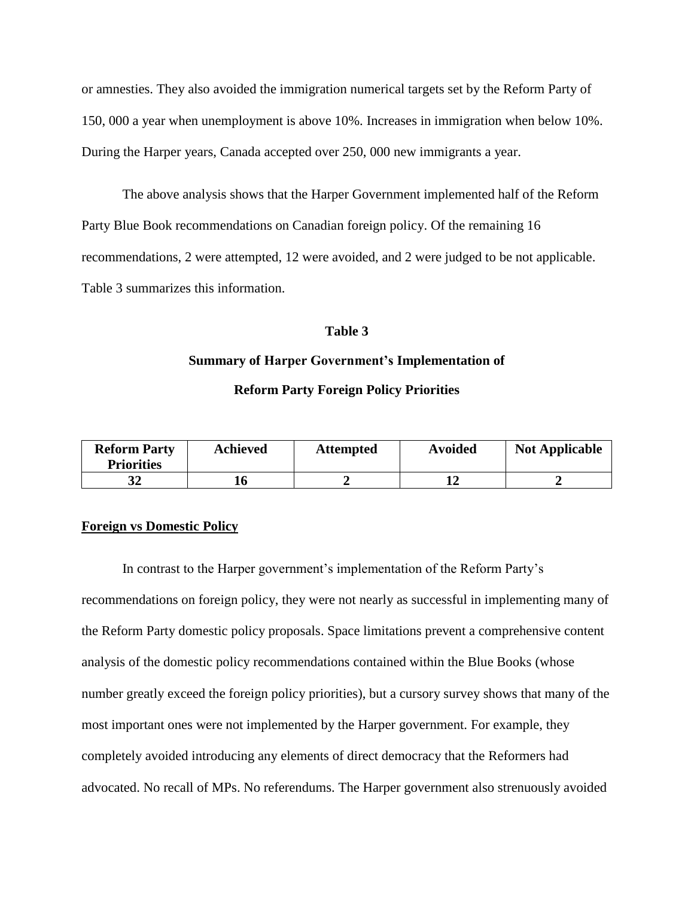or amnesties. They also avoided the immigration numerical targets set by the Reform Party of 150, 000 a year when unemployment is above 10%. Increases in immigration when below 10%. During the Harper years, Canada accepted over 250, 000 new immigrants a year.

The above analysis shows that the Harper Government implemented half of the Reform Party Blue Book recommendations on Canadian foreign policy. Of the remaining 16 recommendations, 2 were attempted, 12 were avoided, and 2 were judged to be not applicable. Table 3 summarizes this information.

**Table 3**

**Summary of Harper Government's Implementation of**

**Reform Party Foreign Policy Priorities**

| Reform Party Priorities | Achieved | Attempted | Avoided | Not Applicable |
|---|---|---|---|---|
| **32** | **16** | **2** | **12** | **2** |

**Foreign vs Domestic Policy**

In contrast to the Harper government's implementation of the Reform Party's recommendations on foreign policy, they were not nearly as successful in implementing many of the Reform Party domestic policy proposals. Space limitations prevent a comprehensive content analysis of the domestic policy recommendations contained within the Blue Books (whose number greatly exceed the foreign policy priorities), but a cursory survey shows that many of the most important ones were not implemented by the Harper government. For example, they completely avoided introducing any elements of direct democracy that the Reformers had advocated. No recall of MPs. No referendums. The Harper government also strenuously avoided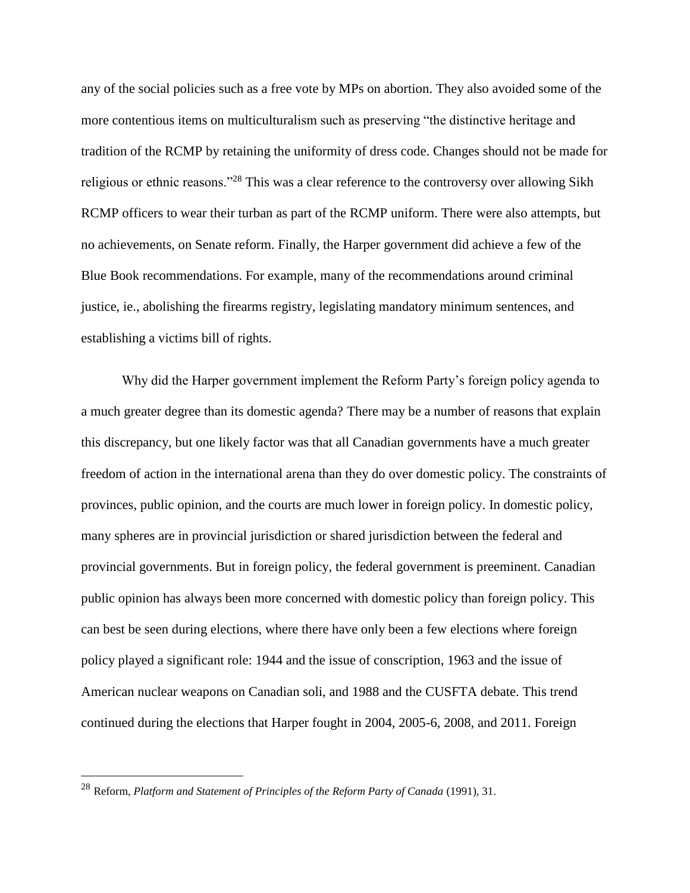any of the social policies such as a free vote by MPs on abortion. They also avoided some of the more contentious items on multiculturalism such as preserving "the distinctive heritage and tradition of the RCMP by retaining the uniformity of dress code. Changes should not be made for religious or ethnic reasons."[28] This was a clear reference to the controversy over allowing Sikh RCMP officers to wear their turban as part of the RCMP uniform. There were also attempts, but no achievements, on Senate reform. Finally, the Harper government did achieve a few of the Blue Book recommendations. For example, many of the recommendations around criminal justice, ie., abolishing the firearms registry, legislating mandatory minimum sentences, and establishing a victims bill of rights.

Why did the Harper government implement the Reform Party's foreign policy agenda to a much greater degree than its domestic agenda? There may be a number of reasons that explain this discrepancy, but one likely factor was that all Canadian governments have a much greater freedom of action in the international arena than they do over domestic policy. The constraints of provinces, public opinion, and the courts are much lower in foreign policy. In domestic policy, many spheres are in provincial jurisdiction or shared jurisdiction between the federal and provincial governments. But in foreign policy, the federal government is preeminent. Canadian public opinion has always been more concerned with domestic policy than foreign policy. This can best be seen during elections, where there have only been a few elections where foreign policy played a significant role: 1944 and the issue of conscription, 1963 and the issue of American nuclear weapons on Canadian soli, and 1988 and the CUSFTA debate. This trend continued during the elections that Harper fought in 2004, 2005-6, 2008, and 2011. Foreign

---

[28] Reform, *Platform and Statement of Principles of the Reform Party of Canada* (1991), 31.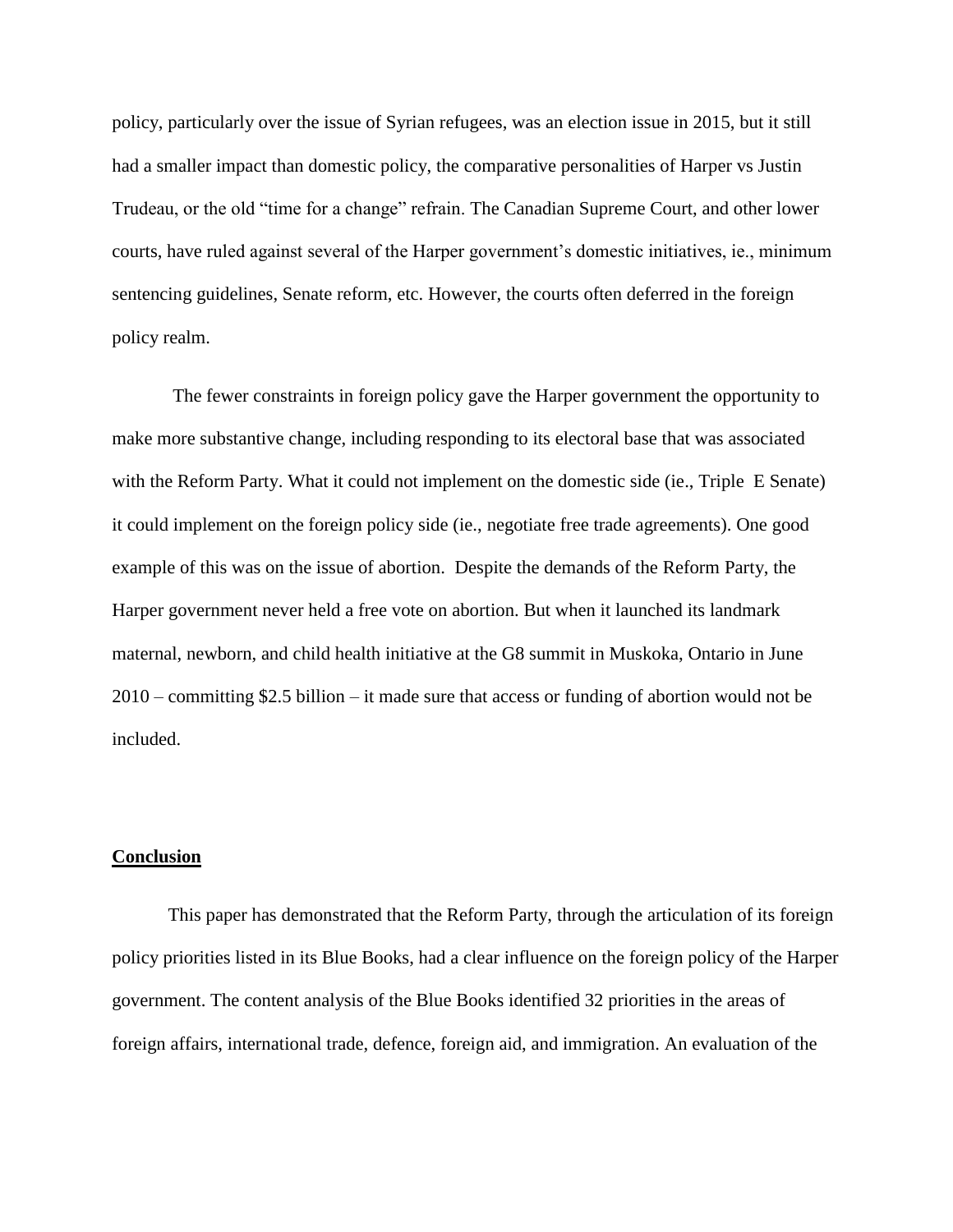policy, particularly over the issue of Syrian refugees, was an election issue in 2015, but it still had a smaller impact than domestic policy, the comparative personalities of Harper vs Justin Trudeau, or the old "time for a change" refrain. The Canadian Supreme Court, and other lower courts, have ruled against several of the Harper government's domestic initiatives, ie., minimum sentencing guidelines, Senate reform, etc. However, the courts often deferred in the foreign policy realm.

The fewer constraints in foreign policy gave the Harper government the opportunity to make more substantive change, including responding to its electoral base that was associated with the Reform Party. What it could not implement on the domestic side (ie., Triple E Senate) it could implement on the foreign policy side (ie., negotiate free trade agreements). One good example of this was on the issue of abortion. Despite the demands of the Reform Party, the Harper government never held a free vote on abortion. But when it launched its landmark maternal, newborn, and child health initiative at the G8 summit in Muskoka, Ontario in June 2010 – committing $2.5 billion – it made sure that access or funding of abortion would not be included.

## Conclusion

This paper has demonstrated that the Reform Party, through the articulation of its foreign policy priorities listed in its Blue Books, had a clear influence on the foreign policy of the Harper government. The content analysis of the Blue Books identified 32 priorities in the areas of foreign affairs, international trade, defence, foreign aid, and immigration. An evaluation of the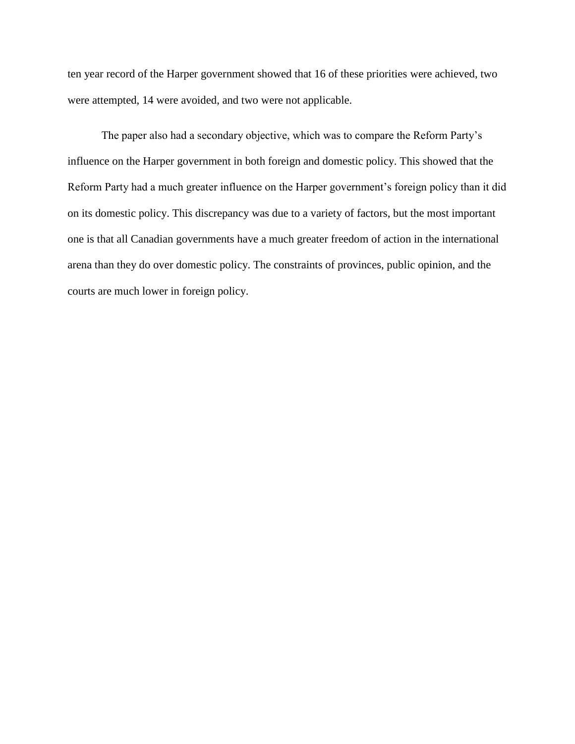ten year record of the Harper government showed that 16 of these priorities were achieved, two were attempted, 14 were avoided, and two were not applicable.

The paper also had a secondary objective, which was to compare the Reform Party's influence on the Harper government in both foreign and domestic policy. This showed that the Reform Party had a much greater influence on the Harper government's foreign policy than it did on its domestic policy. This discrepancy was due to a variety of factors, but the most important one is that all Canadian governments have a much greater freedom of action in the international arena than they do over domestic policy. The constraints of provinces, public opinion, and the courts are much lower in foreign policy.